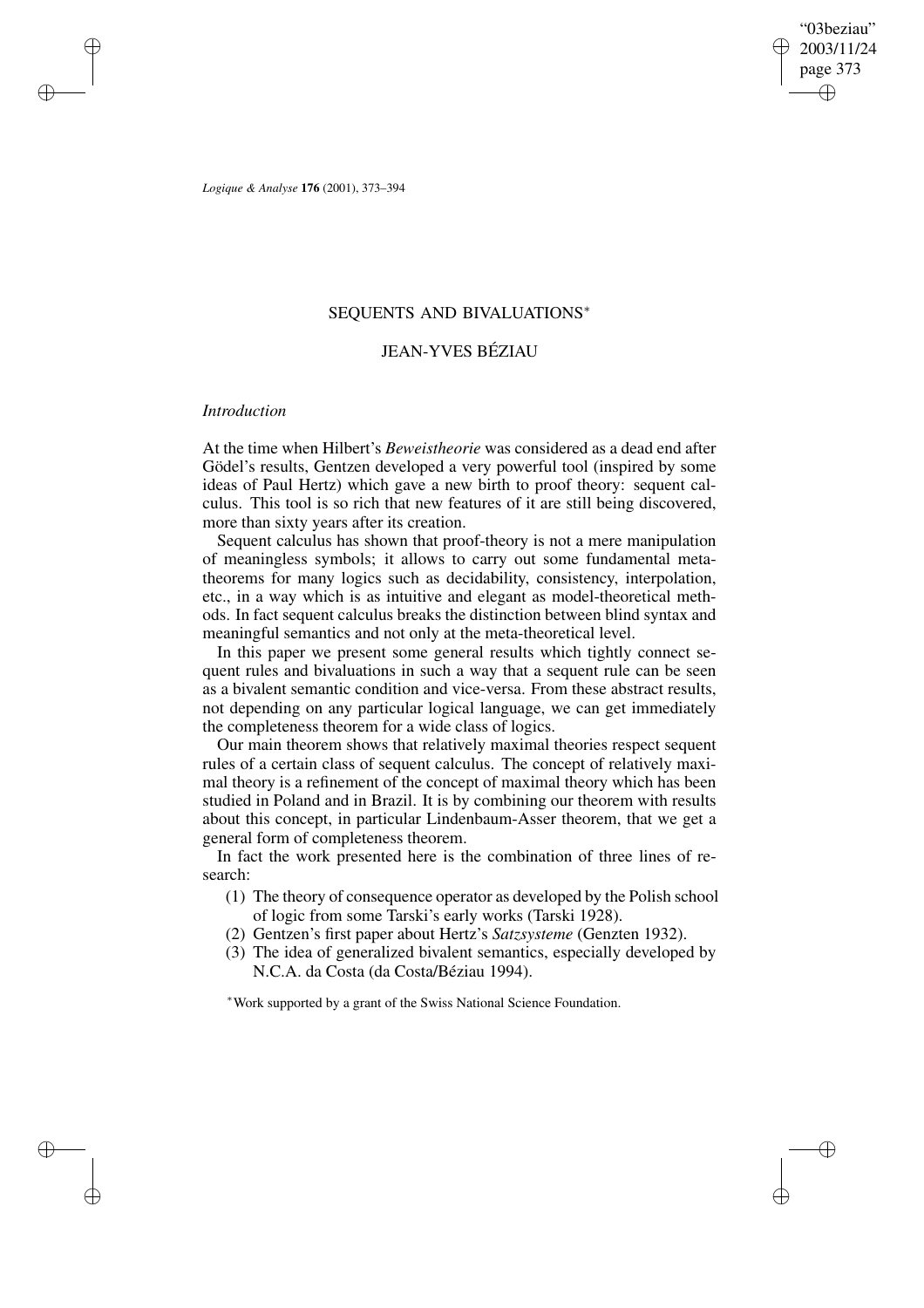# SEQUENTS AND BIVALUATIONS*

## JEAN-YVES BÉZIAU

### *Introduction*

At the time when Hilbert's *Beweistheorie* was considered as a dead end after Gödel's results, Gentzen developed a very powerful tool (inspired by some ideas of Paul Hertz) which gave a new birth to proof theory: sequent calculus. This tool is so rich that new features of it are still being discovered, more than sixty years after its creation.

Sequent calculus has shown that proof-theory is not a mere manipulation of meaningless symbols; it allows to carry out some fundamental metatheorems for many logics such as decidability, consistency, interpolation, etc., in a way which is as intuitive and elegant as model-theoretical methods. In fact sequent calculus breaks the distinction between blind syntax and meaningful semantics and not only at the meta-theoretical level.

In this paper we present some general results which tightly connect sequent rules and bivaluations in such a way that a sequent rule can be seen as a bivalent semantic condition and vice-versa. From these abstract results, not depending on any particular logical language, we can get immediately the completeness theorem for a wide class of logics.

Our main theorem shows that relatively maximal theories respect sequent rules of a certain class of sequent calculus. The concept of relatively maximal theory is a refinement of the concept of maximal theory which has been studied in Poland and in Brazil. It is by combining our theorem with results about this concept, in particular Lindenbaum-Asser theorem, that we get a general form of completeness theorem.

In fact the work presented here is the combination of three lines of research:

(1) The theory of consequence operator as developed by the Polish school of logic from some Tarski's early works (Tarski 1928).
(2) Gentzen's first paper about Hertz's *Satzsysteme* (Genzten 1932).
(3) The idea of generalized bivalent semantics, especially developed by N.C.A. da Costa (da Costa/Béziau 1994).

*Work supported by a grant of the Swiss National Science Foundation.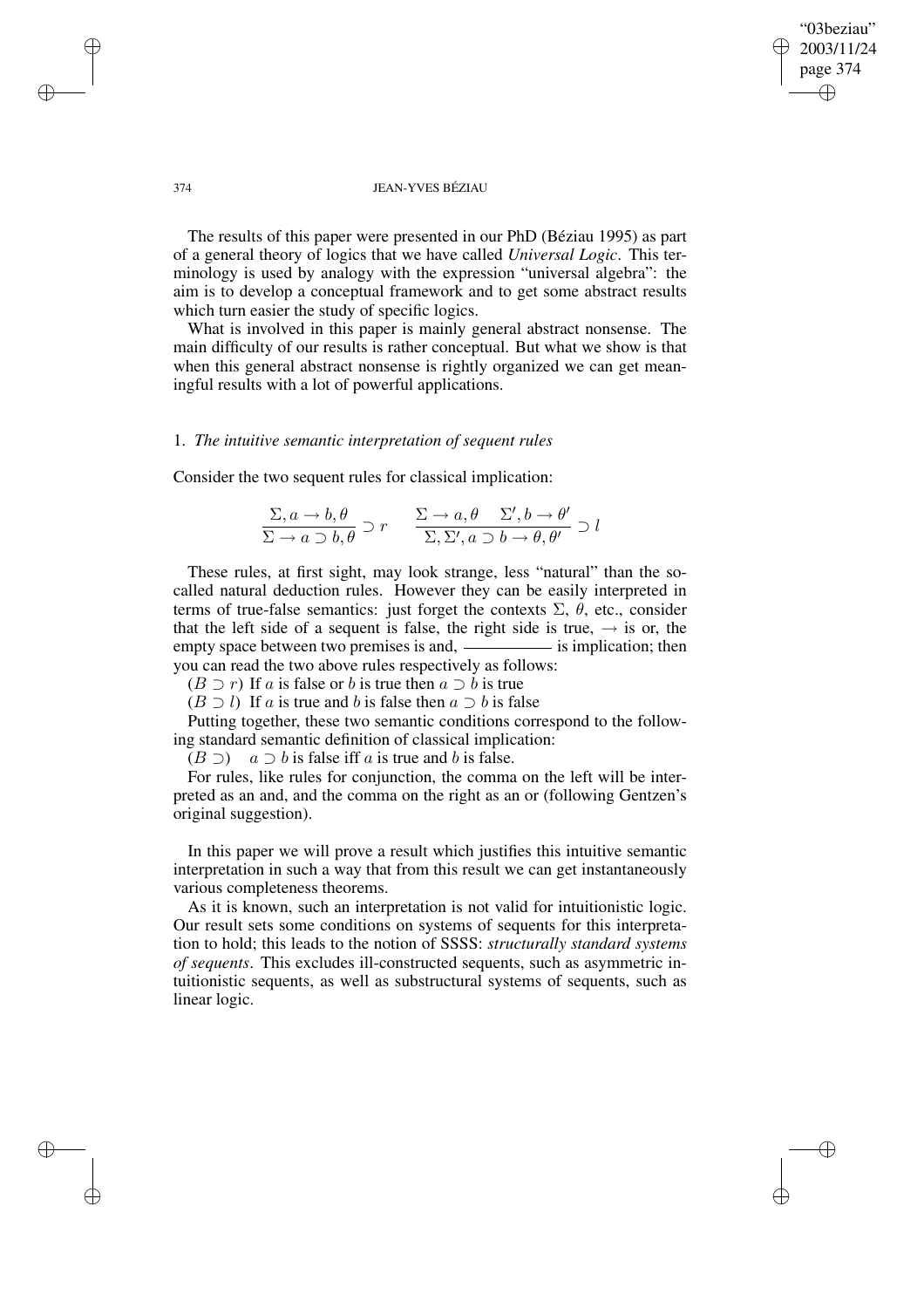The results of this paper were presented in our PhD (Béziau 1995) as part of a general theory of logics that we have called *Universal Logic*. This terminology is used by analogy with the expression "universal algebra": the aim is to develop a conceptual framework and to get some abstract results which turn easier the study of specific logics.

What is involved in this paper is mainly general abstract nonsense. The main difficulty of our results is rather conceptual. But what we show is that when this general abstract nonsense is rightly organized we can get meaningful results with a lot of powerful applications.

## 1. *The intuitive semantic interpretation of sequent rules*

Consider the two sequent rules for classical implication:

$$\frac{\Sigma, a \rightarrow b, \theta}{\Sigma \rightarrow a \supset b, \theta} \supset r \qquad \frac{\Sigma \rightarrow a, \theta \quad \Sigma', b \rightarrow \theta'}{\Sigma, \Sigma', a \supset b \rightarrow \theta, \theta'} \supset l$$

These rules, at first sight, may look strange, less "natural" than the so-called natural deduction rules. However they can be easily interpreted in terms of true-false semantics: just forget the contexts $\Sigma$, $\theta$, etc., consider that the left side of a sequent is false, the right side is true, $\rightarrow$ is or, the empty space between two premises is and, ———— is implication; then you can read the two above rules respectively as follows:

$(B \supset r)$ If $a$ is false or $b$ is true then $a \supset b$ is true

$(B \supset l)$ If $a$ is true and $b$ is false then $a \supset b$ is false

Putting together, these two semantic conditions correspond to the following standard semantic definition of classical implication:

$(B \supset)$ $\quad a \supset b$ is false iff $a$ is true and $b$ is false.

For rules, like rules for conjunction, the comma on the left will be interpreted as an and, and the comma on the right as an or (following Gentzen's original suggestion).

In this paper we will prove a result which justifies this intuitive semantic interpretation in such a way that from this result we can get instantaneously various completeness theorems.

As it is known, such an interpretation is not valid for intuitionistic logic. Our result sets some conditions on systems of sequents for this interpretation to hold; this leads to the notion of SSSS: *structurally standard systems of sequents*. This excludes ill-constructed sequents, such as asymmetric intuitionistic sequents, as well as substructural systems of sequents, such as linear logic.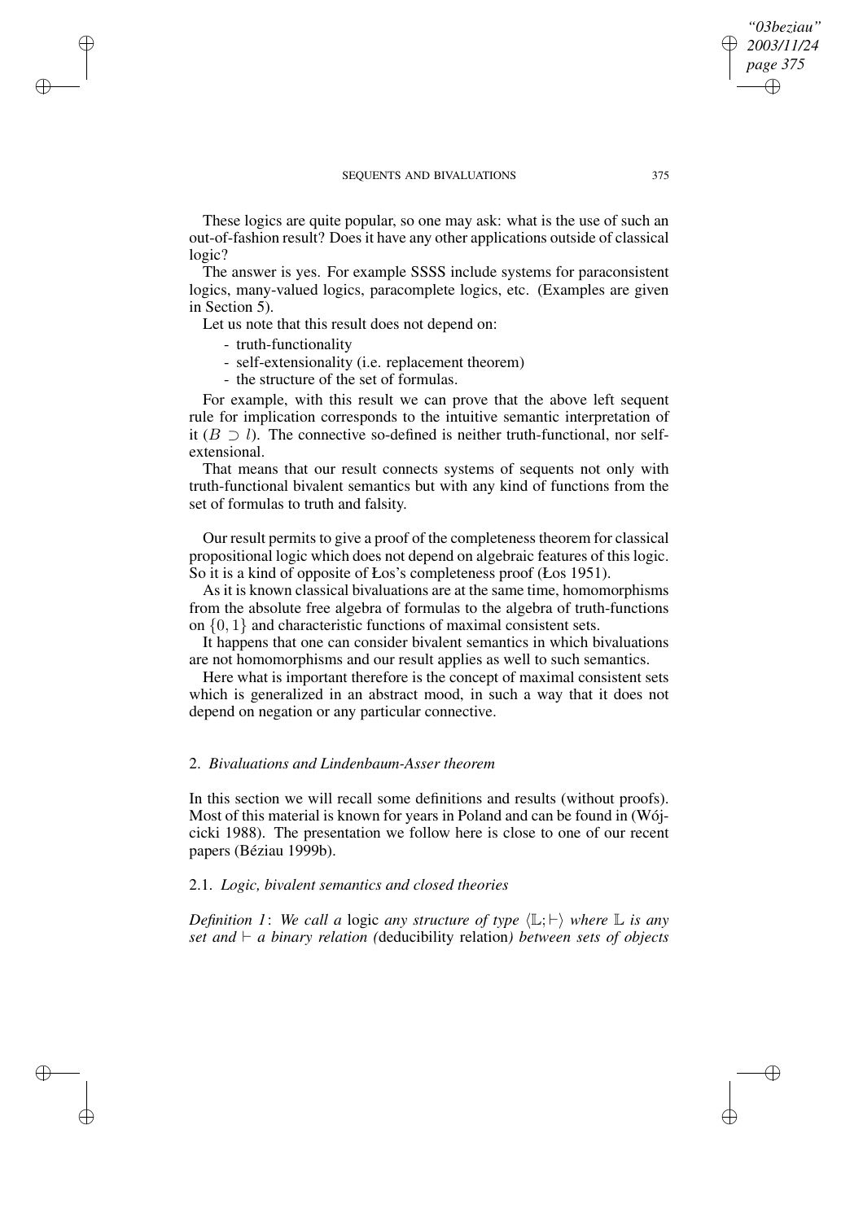These logics are quite popular, so one may ask: what is the use of such an out-of-fashion result? Does it have any other applications outside of classical logic?

The answer is yes. For example SSSS include systems for paraconsistent logics, many-valued logics, paracomplete logics, etc. (Examples are given in Section 5).

Let us note that this result does not depend on:

- truth-functionality
- self-extensionality (i.e. replacement theorem)
- the structure of the set of formulas.

For example, with this result we can prove that the above left sequent rule for implication corresponds to the intuitive semantic interpretation of it ($B \supset l$). The connective so-defined is neither truth-functional, nor self-extensional.

That means that our result connects systems of sequents not only with truth-functional bivalent semantics but with any kind of functions from the set of formulas to truth and falsity.

Our result permits to give a proof of the completeness theorem for classical propositional logic which does not depend on algebraic features of this logic. So it is a kind of opposite of Łos's completeness proof (Łos 1951).

As it is known classical bivaluations are at the same time, homomorphisms from the absolute free algebra of formulas to the algebra of truth-functions on $\{0, 1\}$ and characteristic functions of maximal consistent sets.

It happens that one can consider bivalent semantics in which bivaluations are not homomorphisms and our result applies as well to such semantics.

Here what is important therefore is the concept of maximal consistent sets which is generalized in an abstract mood, in such a way that it does not depend on negation or any particular connective.

## 2. *Bivaluations and Lindenbaum-Asser theorem*

In this section we will recall some definitions and results (without proofs). Most of this material is known for years in Poland and can be found in (Wójcicki 1988). The presentation we follow here is close to one of our recent papers (Béziau 1999b).

### 2.1. *Logic, bivalent semantics and closed theories*

*Definition 1*: *We call a* logic *any structure of type* $\langle \mathbb{L}; \vdash \rangle$ *where* $\mathbb{L}$ *is any set and* $\vdash$ *a binary relation (*deducibility relation*) between sets of objects*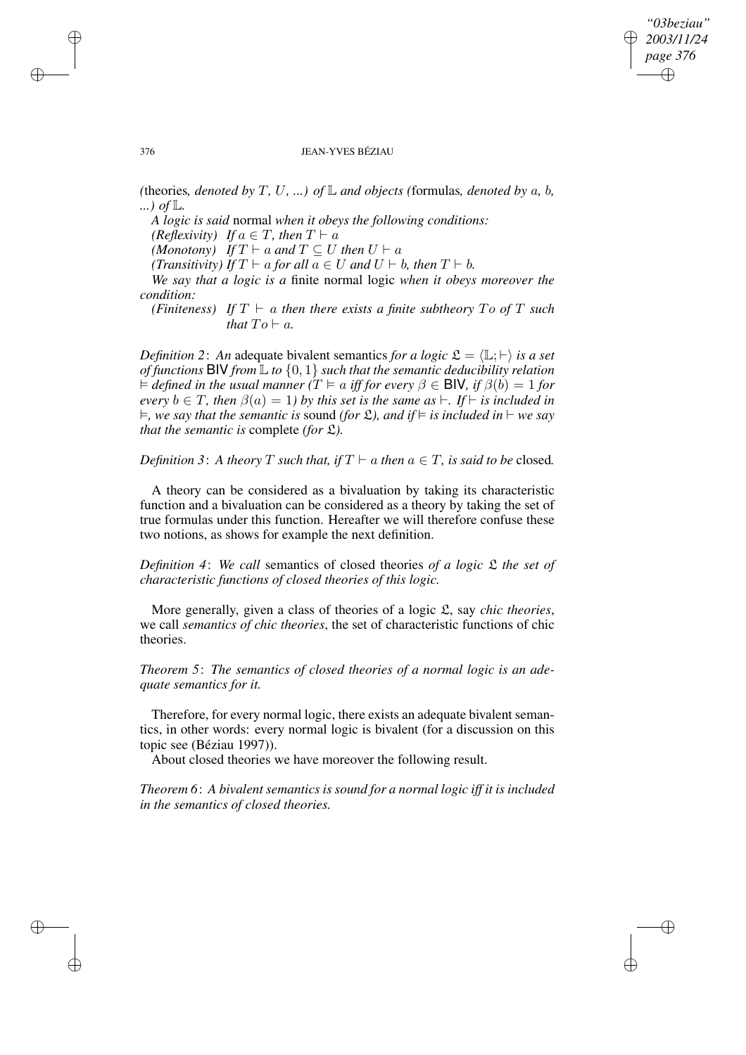*(*theories*, denoted by $T$, $U$, ...) of $\mathbb{L}$ and objects (*formulas*, denoted by $a$, $b$, ...) of $\mathbb{L}$.*

*A logic is said* normal *when it obeys the following conditions:*

*(Reflexivity) If $a \in T$, then $T \vdash a$*

*(Monotony) If $T \vdash a$ and $T \subseteq U$ then $U \vdash a$*

*(Transitivity) If $T \vdash a$ for all $a \in U$ and $U \vdash b$, then $T \vdash b$.*

*We say that a logic is a* finite normal logic *when it obeys moreover the condition:*

*(Finiteness) If $T \vdash a$ then there exists a finite subtheory $To$ of $T$ such that $To \vdash a$.*

*Definition 2*: *An* adequate bivalent semantics *for a logic $\mathfrak{L} = \langle \mathbb{L}; \vdash \rangle$ is a set of functions* $\mathsf{BIV}$ *from $\mathbb{L}$ to $\{0, 1\}$ such that the semantic deducibility relation $\vDash$ defined in the usual manner ($T \vDash a$ iff for every $\beta \in \mathsf{BIV}$, if $\beta(b) = 1$ for every $b \in T$, then $\beta(a) = 1$) by this set is the same as $\vdash$. If $\vdash$ is included in $\vDash$, we say that the semantic is* sound *(for $\mathfrak{L}$), and if $\vDash$ is included in $\vdash$ we say that the semantic is* complete *(for $\mathfrak{L}$).*

*Definition 3*: *A theory $T$ such that, if $T \vdash a$ then $a \in T$, is said to be* closed*.*

A theory can be considered as a bivaluation by taking its characteristic function and a bivaluation can be considered as a theory by taking the set of true formulas under this function. Hereafter we will therefore confuse these two notions, as shows for example the next definition.

*Definition 4*: *We call* semantics of closed theories *of a logic $\mathfrak{L}$ the set of characteristic functions of closed theories of this logic.*

More generally, given a class of theories of a logic $\mathfrak{L}$, say *chic theories*, we call *semantics of chic theories*, the set of characteristic functions of chic theories.

*Theorem 5*: *The semantics of closed theories of a normal logic is an adequate semantics for it.*

Therefore, for every normal logic, there exists an adequate bivalent semantics, in other words: every normal logic is bivalent (for a discussion on this topic see (Béziau 1997)).

About closed theories we have moreover the following result.

*Theorem 6*: *A bivalent semantics is sound for a normal logic iff it is included in the semantics of closed theories.*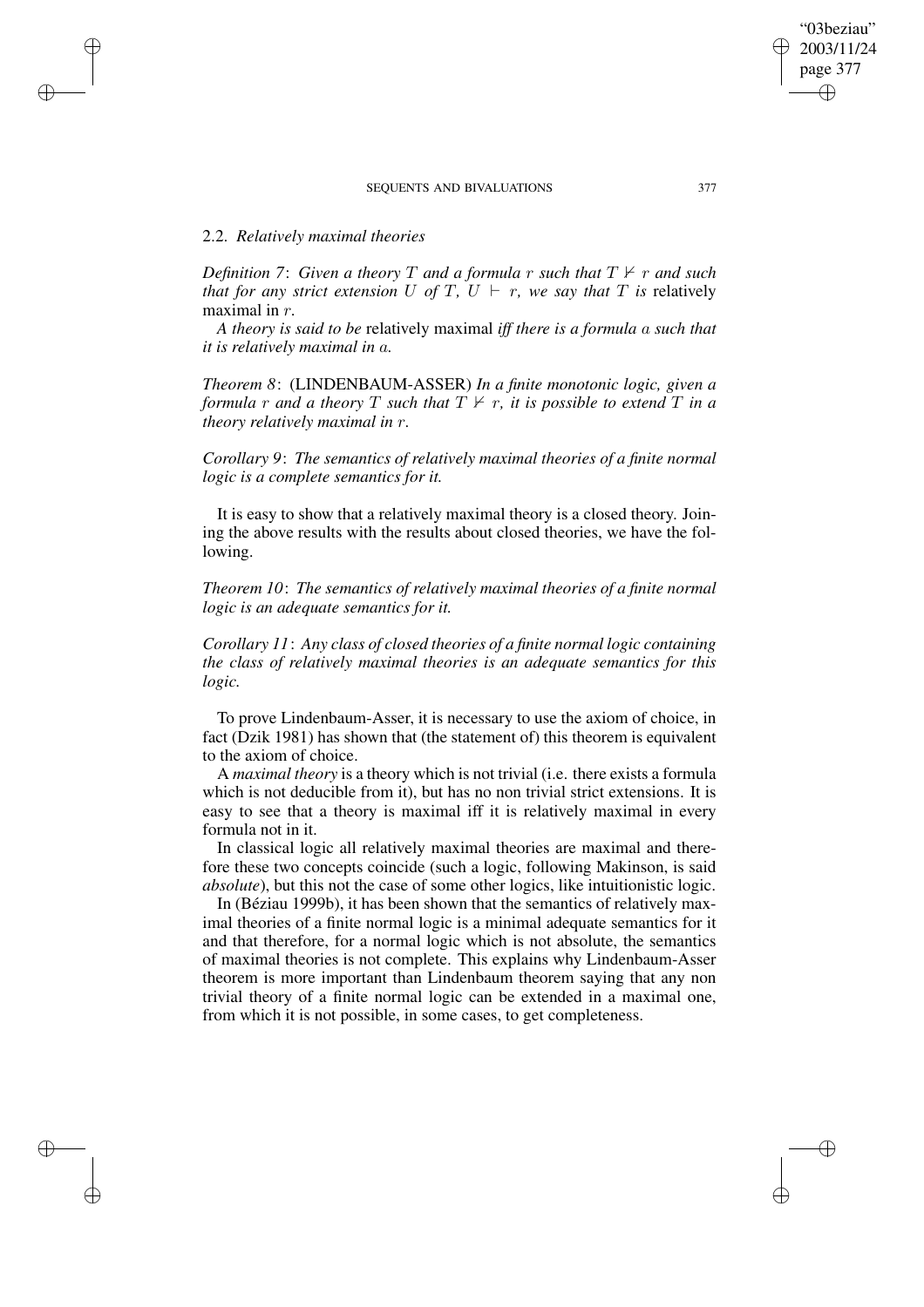### 2.2. *Relatively maximal theories*

*Definition 7*: *Given a theory $T$ and a formula $r$ such that $T \nvdash r$ and such that for any strict extension $U$ of $T$, $U \vdash r$, we say that $T$ is* relatively maximal in $r$.

*A theory is said to be* relatively maximal *iff there is a formula $a$ such that it is relatively maximal in $a$.*

*Theorem 8*: (LINDENBAUM-ASSER) *In a finite monotonic logic, given a formula $r$ and a theory $T$ such that $T \nvdash r$, it is possible to extend $T$ in a theory relatively maximal in $r$.*

*Corollary 9*: *The semantics of relatively maximal theories of a finite normal logic is a complete semantics for it.*

It is easy to show that a relatively maximal theory is a closed theory. Joining the above results with the results about closed theories, we have the following.

*Theorem 10*: *The semantics of relatively maximal theories of a finite normal logic is an adequate semantics for it.*

*Corollary 11*: *Any class of closed theories of a finite normal logic containing the class of relatively maximal theories is an adequate semantics for this logic.*

To prove Lindenbaum-Asser, it is necessary to use the axiom of choice, in fact (Dzik 1981) has shown that (the statement of) this theorem is equivalent to the axiom of choice.

A *maximal theory* is a theory which is not trivial (i.e. there exists a formula which is not deducible from it), but has no non trivial strict extensions. It is easy to see that a theory is maximal iff it is relatively maximal in every formula not in it.

In classical logic all relatively maximal theories are maximal and therefore these two concepts coincide (such a logic, following Makinson, is said *absolute*), but this not the case of some other logics, like intuitionistic logic.

In (Béziau 1999b), it has been shown that the semantics of relatively maximal theories of a finite normal logic is a minimal adequate semantics for it and that therefore, for a normal logic which is not absolute, the semantics of maximal theories is not complete. This explains why Lindenbaum-Asser theorem is more important than Lindenbaum theorem saying that any non trivial theory of a finite normal logic can be extended in a maximal one, from which it is not possible, in some cases, to get completeness.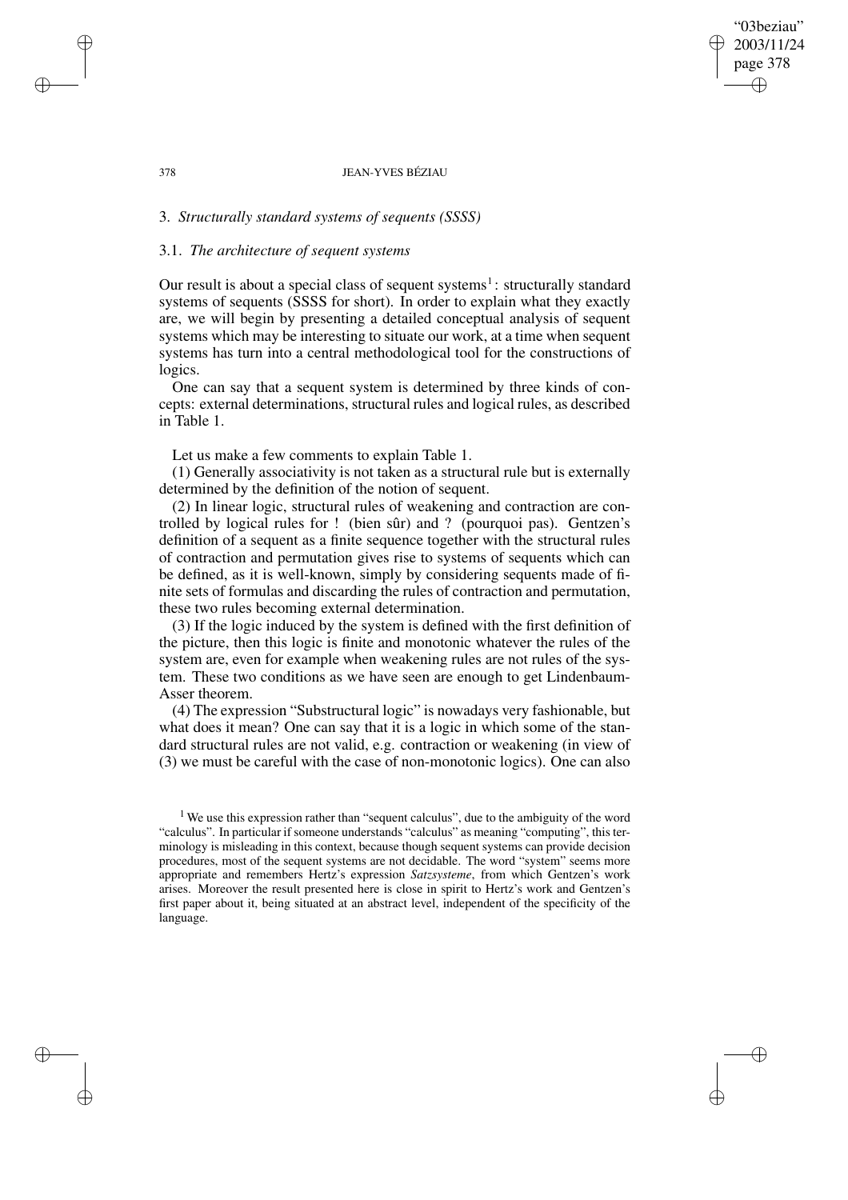## 3. *Structurally standard systems of sequents (SSSS)*

### 3.1. *The architecture of sequent systems*

Our result is about a special class of sequent systems[1]: structurally standard systems of sequents (SSSS for short). In order to explain what they exactly are, we will begin by presenting a detailed conceptual analysis of sequent systems which may be interesting to situate our work, at a time when sequent systems has turn into a central methodological tool for the constructions of logics.

One can say that a sequent system is determined by three kinds of concepts: external determinations, structural rules and logical rules, as described in Table 1.

Let us make a few comments to explain Table 1.

(1) Generally associativity is not taken as a structural rule but is externally determined by the definition of the notion of sequent.

(2) In linear logic, structural rules of weakening and contraction are controlled by logical rules for ! (bien sûr) and ? (pourquoi pas). Gentzen's definition of a sequent as a finite sequence together with the structural rules of contraction and permutation gives rise to systems of sequents which can be defined, as it is well-known, simply by considering sequents made of finite sets of formulas and discarding the rules of contraction and permutation, these two rules becoming external determination.

(3) If the logic induced by the system is defined with the first definition of the picture, then this logic is finite and monotonic whatever the rules of the system are, even for example when weakening rules are not rules of the system. These two conditions as we have seen are enough to get Lindenbaum-Asser theorem.

(4) The expression "Substructural logic" is nowadays very fashionable, but what does it mean? One can say that it is a logic in which some of the standard structural rules are not valid, e.g. contraction or weakening (in view of (3) we must be careful with the case of non-monotonic logics). One can also

[1] We use this expression rather than "sequent calculus", due to the ambiguity of the word "calculus". In particular if someone understands "calculus" as meaning "computing", this terminology is misleading in this context, because though sequent systems can provide decision procedures, most of the sequent systems are not decidable. The word "system" seems more appropriate and remembers Hertz's expression *Satzsysteme*, from which Gentzen's work arises. Moreover the result presented here is close in spirit to Hertz's work and Gentzen's first paper about it, being situated at an abstract level, independent of the specificity of the language.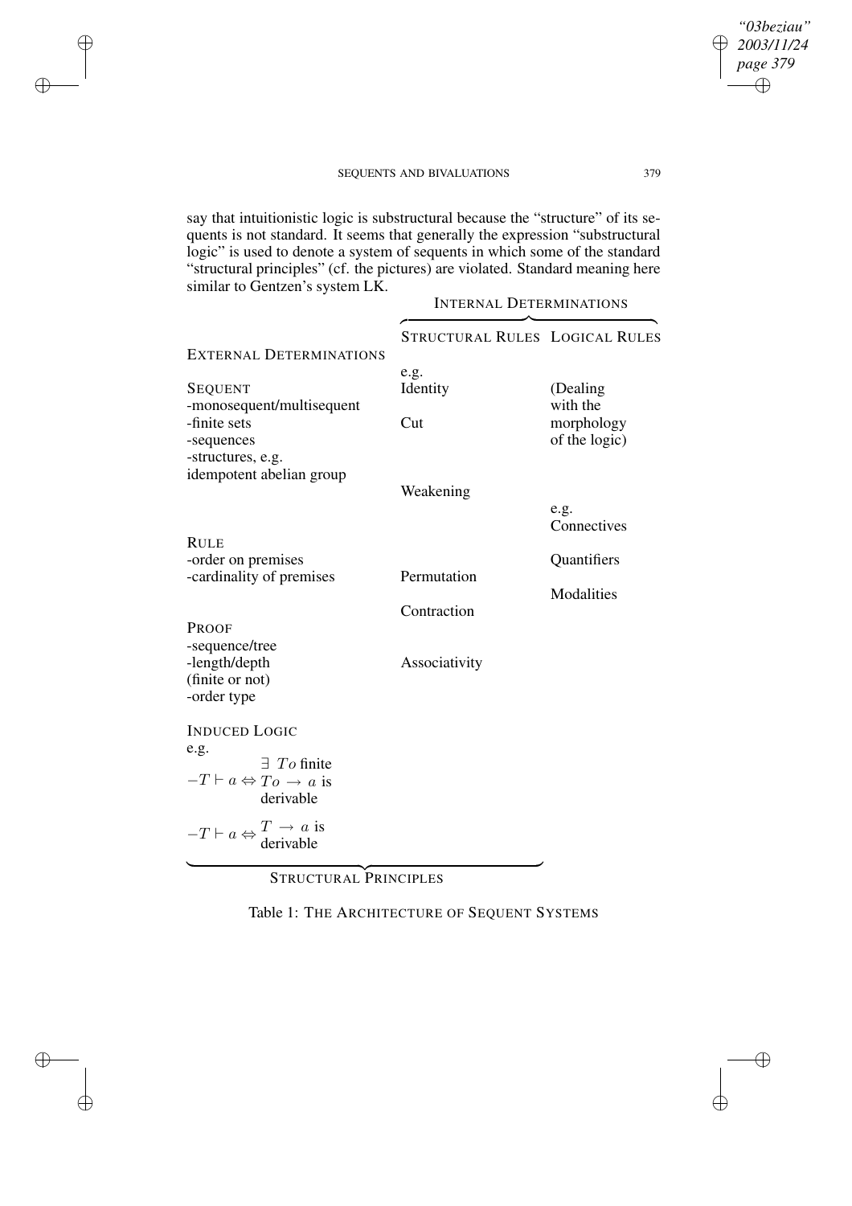say that intuitionistic logic is substructural because the "structure" of its sequents is not standard. It seems that generally the expression "substructural logic" is used to denote a system of sequents in which some of the standard "structural principles" (cf. the pictures) are violated. Standard meaning here similar to Gentzen's system LK.

| | INTERNAL DETERMINATIONS | |
|---|---|---|
| | STRUCTURAL RULES | LOGICAL RULES |
| EXTERNAL DETERMINATIONS | | |
| SEQUENT<br>-monosequent/multisequent<br>-finite sets<br>-sequences<br>-structures, e.g.<br>idempotent abelian group | e.g.<br>Identity<br><br>Cut<br><br><br>Weakening | (Dealing with the morphology of the logic) |
| RULE<br>-order on premises<br>-cardinality of premises | Permutation<br><br>Contraction | e.g.<br>Connectives<br><br>Quantifiers<br><br>Modalities |
| PROOF<br>-sequence/tree<br>-length/depth<br>(finite or not)<br>-order type | Associativity | |
| INDUCED LOGIC<br>e.g.<br>$-T \vdash a \Leftrightarrow$ $\exists\ To$ finite $To \rightarrow a$ is derivable<br><br>$-T \vdash a \Leftrightarrow T \rightarrow a$ is derivable | | |
| STRUCTURAL PRINCIPLES | | |

Table 1: THE ARCHITECTURE OF SEQUENT SYSTEMS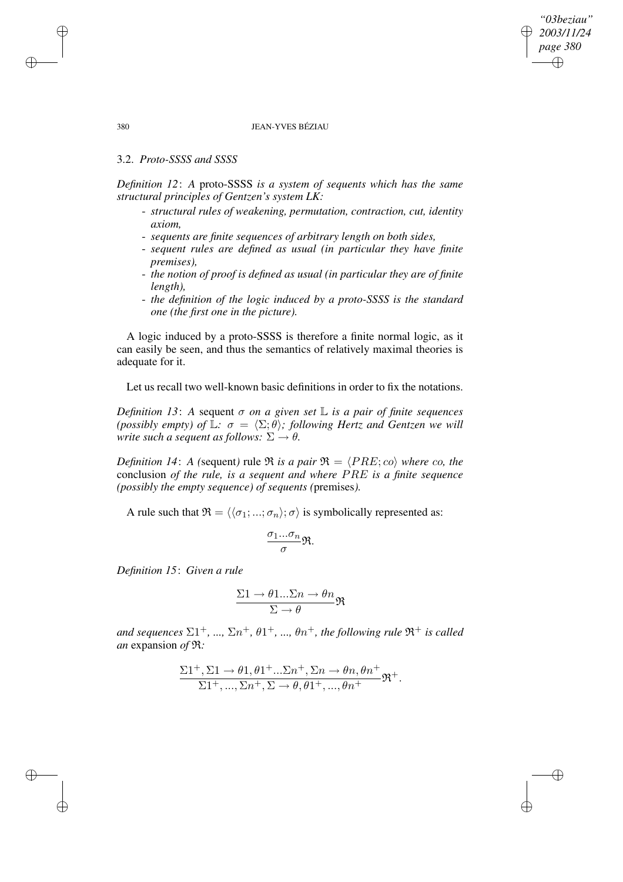### 3.2. *Proto-SSSS and SSSS*

*Definition 12*: *A* proto-SSSS *is a system of sequents which has the same structural principles of Gentzen's system LK:*

- *structural rules of weakening, permutation, contraction, cut, identity axiom,*
- *sequents are finite sequences of arbitrary length on both sides,*
- *sequent rules are defined as usual (in particular they have finite premises),*
- *the notion of proof is defined as usual (in particular they are of finite length),*
- *the definition of the logic induced by a proto-SSSS is the standard one (the first one in the picture).*

A logic induced by a proto-SSSS is therefore a finite normal logic, as it can easily be seen, and thus the semantics of relatively maximal theories is adequate for it.

Let us recall two well-known basic definitions in order to fix the notations.

*Definition 13*: *A* sequent $\sigma$ *on a given set* $\mathbb{L}$ *is a pair of finite sequences (possibly empty) of* $\mathbb{L}$*:* $\sigma = \langle \Sigma; \theta \rangle$*; following Hertz and Gentzen we will write such a sequent as follows:* $\Sigma \to \theta$*.*

*Definition 14*: *A (*sequent*)* rule $\mathfrak{R}$ *is a pair* $\mathfrak{R} = \langle PRE; co \rangle$ *where co, the* conclusion *of the rule, is a sequent and where* $PRE$ *is a finite sequence (possibly the empty sequence) of sequents (*premises*).*

A rule such that $\mathfrak{R} = \langle \langle \sigma_1; ...; \sigma_n \rangle; \sigma \rangle$ is symbolically represented as:

$$\frac{\sigma_1 ... \sigma_n}{\sigma} \mathfrak{R}.$$

*Definition 15*: *Given a rule*

$$\frac{\Sigma 1 \to \theta 1 ... \Sigma n \to \theta n}{\Sigma \to \theta} \mathfrak{R}$$

*and sequences* $\Sigma 1^+$, ..., $\Sigma n^+$, $\theta 1^+$, ..., $\theta n^+$*, the following rule* $\mathfrak{R}^+$ *is called an* expansion *of* $\mathfrak{R}$*:*

$$\frac{\Sigma 1^+, \Sigma 1 \to \theta 1, \theta 1^+ ... \Sigma n^+, \Sigma n \to \theta n, \theta n^+}{\Sigma 1^+, ..., \Sigma n^+, \Sigma \to \theta, \theta 1^+, ..., \theta n^+} \mathfrak{R}^+.$$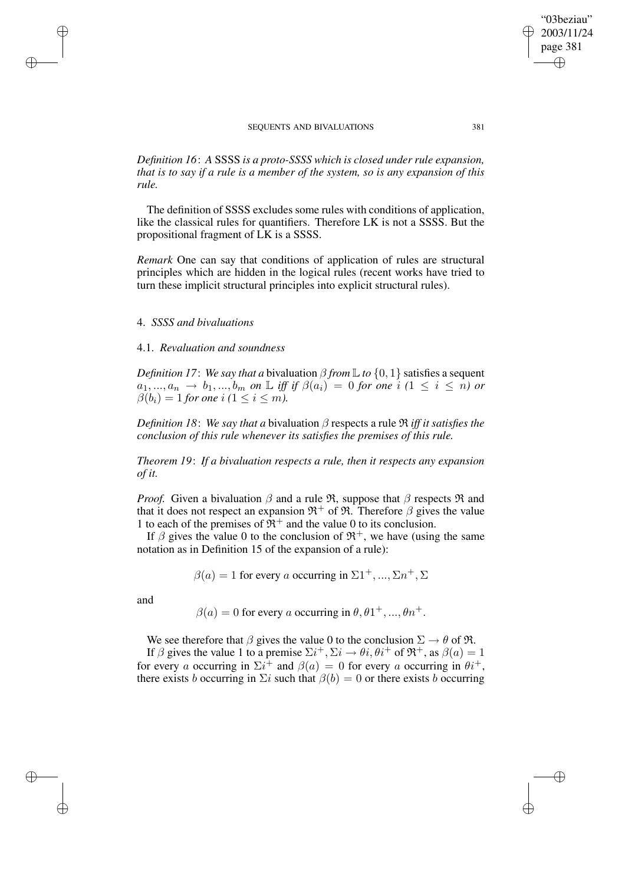*Definition 16*: *A* SSSS *is a proto-SSSS which is closed under rule expansion, that is to say if a rule is a member of the system, so is any expansion of this rule.*

The definition of SSSS excludes some rules with conditions of application, like the classical rules for quantifiers. Therefore LK is not a SSSS. But the propositional fragment of LK is a SSSS.

*Remark* One can say that conditions of application of rules are structural principles which are hidden in the logical rules (recent works have tried to turn these implicit structural principles into explicit structural rules).

## 4. *SSSS and bivaluations*

### 4.1. *Revaluation and soundness*

*Definition 17*: *We say that a* bivaluation *$\beta$ from $\mathbb{L}$ to $\{0,1\}$* satisfies a sequent *$a_1, ..., a_n \rightarrow b_1, ..., b_m$ on $\mathbb{L}$ iff if $\beta(a_i) = 0$ for one $i$ ($1 \leq i \leq n$) or $\beta(b_i) = 1$ for one $i$ ($1 \leq i \leq m$).*

*Definition 18*: *We say that a* bivaluation *$\beta$* respects a rule *$\mathfrak{R}$ iff it satisfies the conclusion of this rule whenever its satisfies the premises of this rule.*

*Theorem 19*: *If a bivaluation respects a rule, then it respects any expansion of it.*

*Proof.* Given a bivaluation $\beta$ and a rule $\mathfrak{R}$, suppose that $\beta$ respects $\mathfrak{R}$ and that it does not respect an expansion $\mathfrak{R}^+$ of $\mathfrak{R}$. Therefore $\beta$ gives the value 1 to each of the premises of $\mathfrak{R}^+$ and the value 0 to its conclusion.

If $\beta$ gives the value 0 to the conclusion of $\mathfrak{R}^+$, we have (using the same notation as in Definition 15 of the expansion of a rule):

$$\beta(a) = 1 \text{ for every } a \text{ occurring in } \Sigma 1^+, ..., \Sigma n^+, \Sigma$$

and

$$\beta(a) = 0 \text{ for every } a \text{ occurring in } \theta, \theta 1^+, ..., \theta n^+.$$

We see therefore that $\beta$ gives the value 0 to the conclusion $\Sigma \rightarrow \theta$ of $\mathfrak{R}$.

If $\beta$ gives the value 1 to a premise $\Sigma i^+, \Sigma i \rightarrow \theta i, \theta i^+$ of $\mathfrak{R}^+$, as $\beta(a) = 1$ for every $a$ occurring in $\Sigma i^+$ and $\beta(a) = 0$ for every $a$ occurring in $\theta i^+$, there exists $b$ occurring in $\Sigma i$ such that $\beta(b) = 0$ or there exists $b$ occurring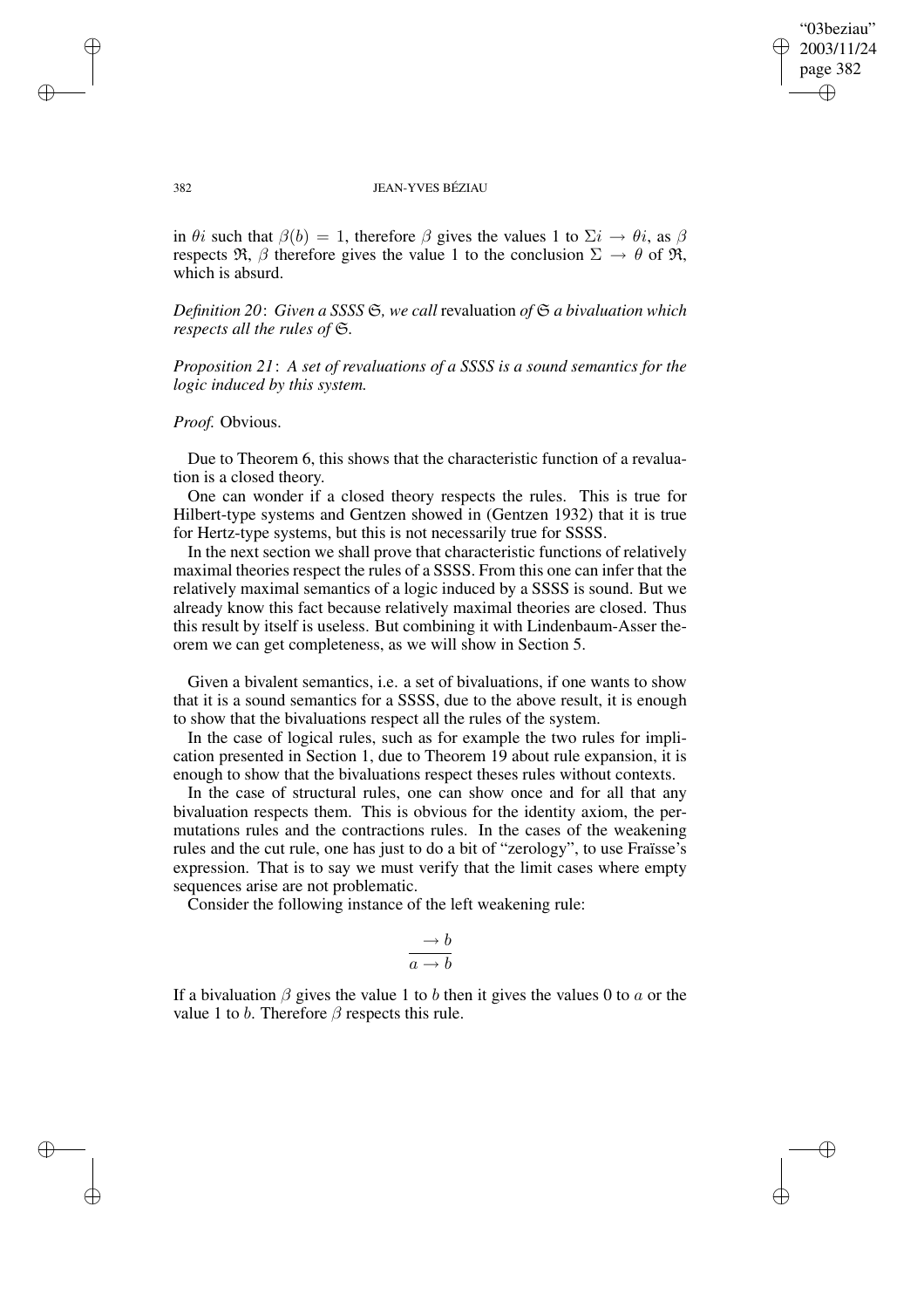in $\theta i$ such that $\beta(b) = 1$, therefore $\beta$ gives the values 1 to $\Sigma i \rightarrow \theta i$, as $\beta$ respects $\mathfrak{R}$, $\beta$ therefore gives the value 1 to the conclusion $\Sigma \rightarrow \theta$ of $\mathfrak{R}$, which is absurd.

*Definition 20*: *Given a SSSS $\mathfrak{S}$, we call* revaluation *of $\mathfrak{S}$ a bivaluation which respects all the rules of $\mathfrak{S}$.*

*Proposition 21*: *A set of revaluations of a SSSS is a sound semantics for the logic induced by this system.*

*Proof.* Obvious.

Due to Theorem 6, this shows that the characteristic function of a revaluation is a closed theory.

One can wonder if a closed theory respects the rules. This is true for Hilbert-type systems and Gentzen showed in (Gentzen 1932) that it is true for Hertz-type systems, but this is not necessarily true for SSSS.

In the next section we shall prove that characteristic functions of relatively maximal theories respect the rules of a SSSS. From this one can infer that the relatively maximal semantics of a logic induced by a SSSS is sound. But we already know this fact because relatively maximal theories are closed. Thus this result by itself is useless. But combining it with Lindenbaum-Asser theorem we can get completeness, as we will show in Section 5.

Given a bivalent semantics, i.e. a set of bivaluations, if one wants to show that it is a sound semantics for a SSSS, due to the above result, it is enough to show that the bivaluations respect all the rules of the system.

In the case of logical rules, such as for example the two rules for implication presented in Section 1, due to Theorem 19 about rule expansion, it is enough to show that the bivaluations respect theses rules without contexts.

In the case of structural rules, one can show once and for all that any bivaluation respects them. This is obvious for the identity axiom, the permutations rules and the contractions rules. In the cases of the weakening rules and the cut rule, one has just to do a bit of "zerology", to use Fraïsse's expression. That is to say we must verify that the limit cases where empty sequences arise are not problematic.

Consider the following instance of the left weakening rule:

$$\frac{\rightarrow b}{a \rightarrow b}$$

If a bivaluation $\beta$ gives the value 1 to $b$ then it gives the values 0 to $a$ or the value 1 to $b$. Therefore $\beta$ respects this rule.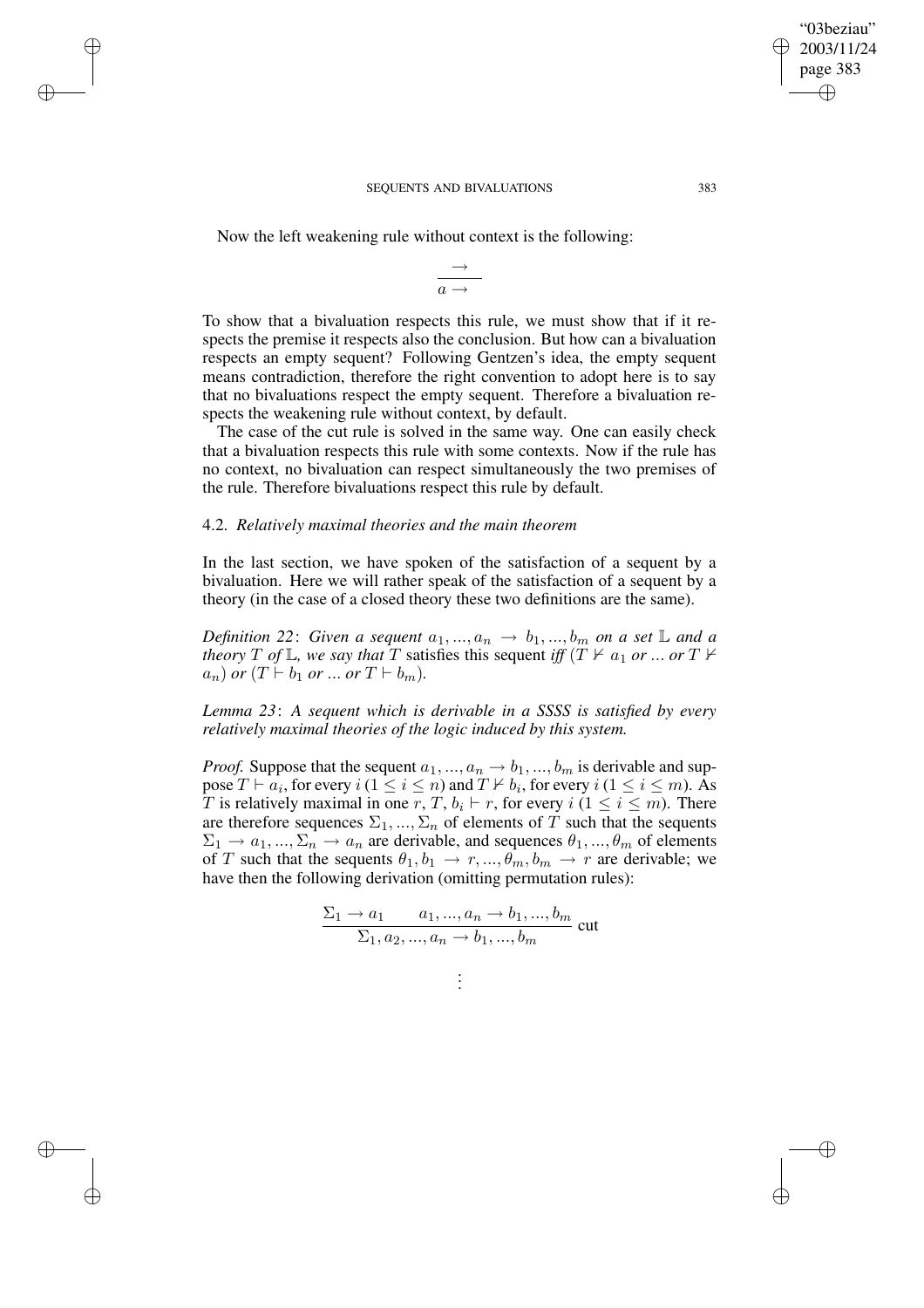Now the left weakening rule without context is the following:

$$\frac{\rightarrow}{a \rightarrow}$$

To show that a bivaluation respects this rule, we must show that if it respects the premise it respects also the conclusion. But how can a bivaluation respects an empty sequent? Following Gentzen's idea, the empty sequent means contradiction, therefore the right convention to adopt here is to say that no bivaluations respect the empty sequent. Therefore a bivaluation respects the weakening rule without context, by default.

The case of the cut rule is solved in the same way. One can easily check that a bivaluation respects this rule with some contexts. Now if the rule has no context, no bivaluation can respect simultaneously the two premises of the rule. Therefore bivaluations respect this rule by default.

### 4.2. *Relatively maximal theories and the main theorem*

In the last section, we have spoken of the satisfaction of a sequent by a bivaluation. Here we will rather speak of the satisfaction of a sequent by a theory (in the case of a closed theory these two definitions are the same).

*Definition 22*: *Given a sequent $a_1, ..., a_n \rightarrow b_1, ..., b_m$ on a set $\mathbb{L}$ and a theory $T$ of $\mathbb{L}$, we say that $T$* satisfies this sequent *iff ($T \nvdash a_1$ or ... or $T \nvdash a_n$) or ($T \vdash b_1$ or ... or $T \vdash b_m$).*

*Lemma 23*: *A sequent which is derivable in a SSSS is satisfied by every relatively maximal theories of the logic induced by this system.*

*Proof.* Suppose that the sequent $a_1, ..., a_n \rightarrow b_1, ..., b_m$ is derivable and suppose $T \vdash a_i$, for every $i$ ($1 \leq i \leq n$) and $T \nvdash b_i$, for every $i$ ($1 \leq i \leq m$). As $T$ is relatively maximal in one $r$, $T, b_i \vdash r$, for every $i$ ($1 \leq i \leq m$). There are therefore sequences $\Sigma_1, ..., \Sigma_n$ of elements of $T$ such that the sequents $\Sigma_1 \rightarrow a_1, ..., \Sigma_n \rightarrow a_n$ are derivable, and sequences $\theta_1, ..., \theta_m$ of elements of $T$ such that the sequents $\theta_1, b_1 \rightarrow r, ..., \theta_m, b_m \rightarrow r$ are derivable; we have then the following derivation (omitting permutation rules):

$$\frac{\Sigma_1 \rightarrow a_1 \qquad a_1, ..., a_n \rightarrow b_1, ..., b_m}{\Sigma_1, a_2, ..., a_n \rightarrow b_1, ..., b_m} \text{ cut}$$

$$\vdots$$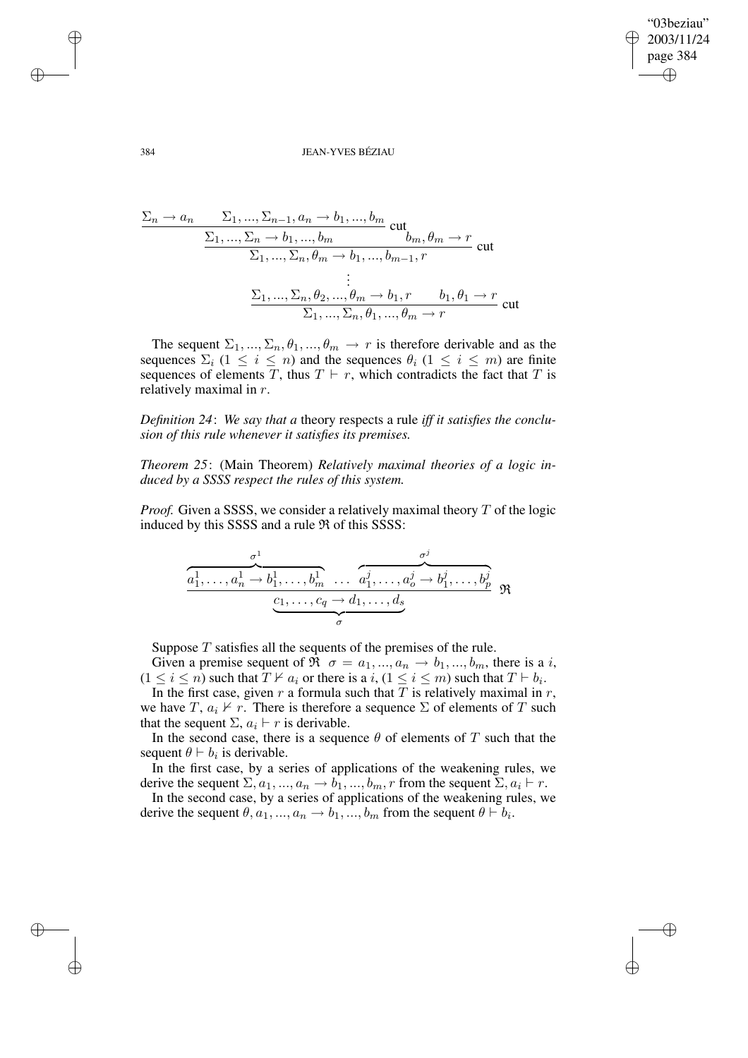$$
\dfrac{\dfrac{\dfrac{\Sigma_n \to a_n \qquad \Sigma_1,...,\Sigma_{n-1}, a_n \to b_1,...,b_m}{\Sigma_1,...,\Sigma_n \to b_1,...,b_m}\text{ cut} \qquad b_m, \theta_m \to r}{\Sigma_1,...,\Sigma_n, \theta_m \to b_1,...,b_{m-1}, r}\text{ cut}}{\vdots}
$$

$$
\dfrac{\Sigma_1,...,\Sigma_n, \theta_2,...,\theta_m \to b_1, r \qquad b_1, \theta_1 \to r}{\Sigma_1,...,\Sigma_n, \theta_1,...,\theta_m \to r}\text{ cut}
$$

The sequent $\Sigma_1,...,\Sigma_n, \theta_1,...,\theta_m \to r$ is therefore derivable and as the sequences $\Sigma_i$ ($1 \leq i \leq n$) and the sequences $\theta_i$ ($1 \leq i \leq m$) are finite sequences of elements $T$, thus $T \vdash r$, which contradicts the fact that $T$ is relatively maximal in $r$.

*Definition 24*: *We say that a* theory respects a rule *iff it satisfies the conclusion of this rule whenever it satisfies its premises.*

*Theorem 25*: (Main Theorem) *Relatively maximal theories of a logic induced by a SSSS respect the rules of this system.*

*Proof.* Given a SSSS, we consider a relatively maximal theory $T$ of the logic induced by this SSSS and a rule $\mathfrak{R}$ of this SSSS:

$$
\dfrac{\overbrace{a_1^1,\ldots,a_n^1 \to b_1^1,\ldots,b_m^1}^{\sigma^1} \quad \ldots \quad \overbrace{a_1^j,\ldots,a_o^j \to b_1^j,\ldots,b_p^j}^{\sigma^j}}{\underbrace{c_1,\ldots,c_q \to d_1,\ldots,d_s}_{\sigma}}\ \mathfrak{R}
$$

Suppose $T$ satisfies all the sequents of the premises of the rule.

Given a premise sequent of $\mathfrak{R}$ $\sigma = a_1,...,a_n \to b_1,...,b_m$, there is a $i$, ($1 \leq i \leq n$) such that $T \nvdash a_i$ or there is a $i$, ($1 \leq i \leq m$) such that $T \vdash b_i$.

In the first case, given $r$ a formula such that $T$ is relatively maximal in $r$, we have $T, a_i \nvdash r$. There is therefore a sequence $\Sigma$ of elements of $T$ such that the sequent $\Sigma, a_i \vdash r$ is derivable.

In the second case, there is a sequence $\theta$ of elements of $T$ such that the sequent $\theta \vdash b_i$ is derivable.

In the first case, by a series of applications of the weakening rules, we derive the sequent $\Sigma, a_1,...,a_n \to b_1,...,b_m, r$ from the sequent $\Sigma, a_i \vdash r$.

In the second case, by a series of applications of the weakening rules, we derive the sequent $\theta, a_1,...,a_n \to b_1,...,b_m$ from the sequent $\theta \vdash b_i$.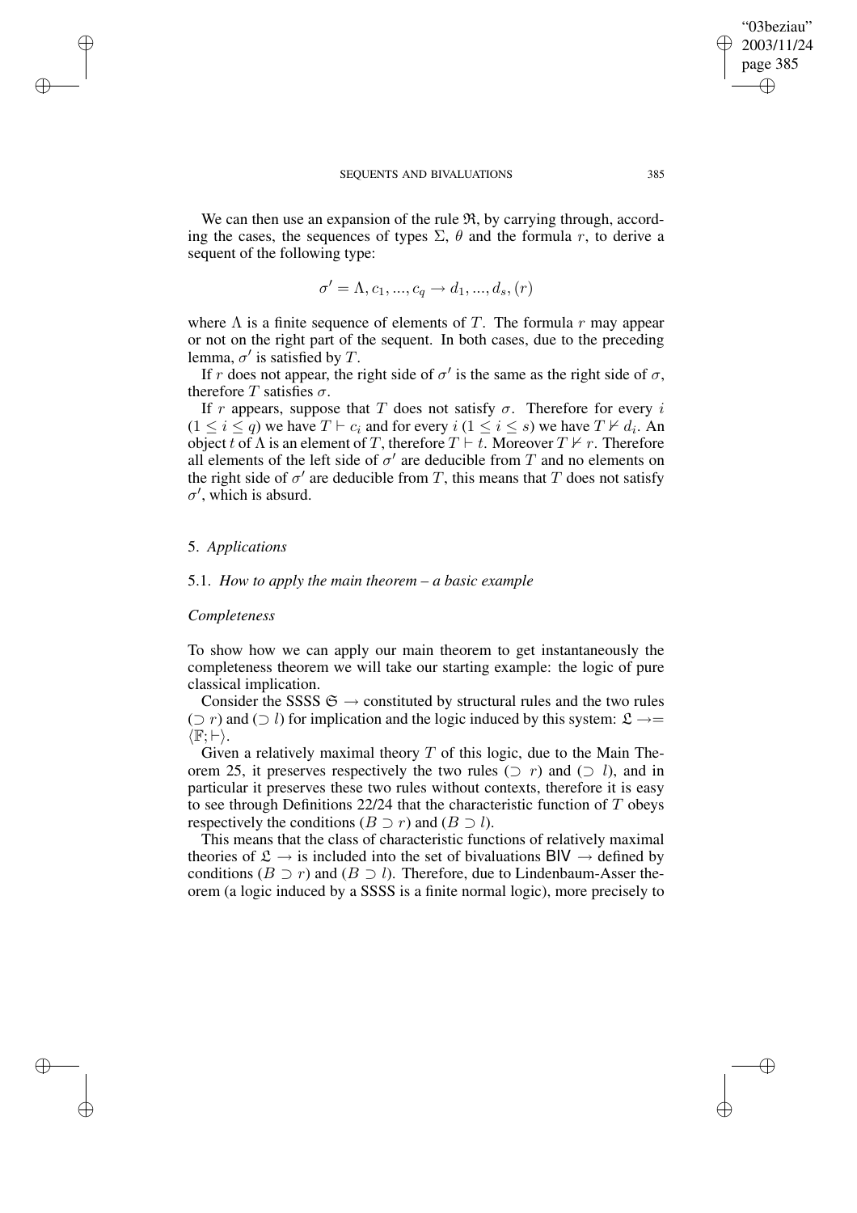We can then use an expansion of the rule $\mathfrak{R}$, by carrying through, according the cases, the sequences of types $\Sigma$, $\theta$ and the formula $r$, to derive a sequent of the following type:

$$\sigma' = \Lambda, c_1, ..., c_q \rightarrow d_1, ..., d_s, (r)$$

where $\Lambda$ is a finite sequence of elements of $T$. The formula $r$ may appear or not on the right part of the sequent. In both cases, due to the preceding lemma, $\sigma'$ is satisfied by $T$.

If $r$ does not appear, the right side of $\sigma'$ is the same as the right side of $\sigma$, therefore $T$ satisfies $\sigma$.

If $r$ appears, suppose that $T$ does not satisfy $\sigma$. Therefore for every $i$ ($1 \leq i \leq q$) we have $T \vdash c_i$ and for every $i$ ($1 \leq i \leq s$) we have $T \nvdash d_i$. An object $t$ of $\Lambda$ is an element of $T$, therefore $T \vdash t$. Moreover $T \nvdash r$. Therefore all elements of the left side of $\sigma'$ are deducible from $T$ and no elements on the right side of $\sigma'$ are deducible from $T$, this means that $T$ does not satisfy $\sigma'$, which is absurd.

## 5. *Applications*

### 5.1. *How to apply the main theorem – a basic example*

*Completeness*

To show how we can apply our main theorem to get instantaneously the completeness theorem we will take our starting example: the logic of pure classical implication.

Consider the SSSS $\mathfrak{S} \rightarrow$ constituted by structural rules and the two rules ($\supset r$) and ($\supset l$) for implication and the logic induced by this system: $\mathfrak{L} \rightarrow = \langle \mathbb{F}; \vdash \rangle$.

Given a relatively maximal theory $T$ of this logic, due to the Main Theorem 25, it preserves respectively the two rules ($\supset r$) and ($\supset l$), and in particular it preserves these two rules without contexts, therefore it is easy to see through Definitions 22/24 that the characteristic function of $T$ obeys respectively the conditions ($B \supset r$) and ($B \supset l$).

This means that the class of characteristic functions of relatively maximal theories of $\mathfrak{L} \rightarrow$ is included into the set of bivaluations $\mathsf{BIV} \rightarrow$ defined by conditions ($B \supset r$) and ($B \supset l$). Therefore, due to Lindenbaum-Asser theorem (a logic induced by a SSSS is a finite normal logic), more precisely to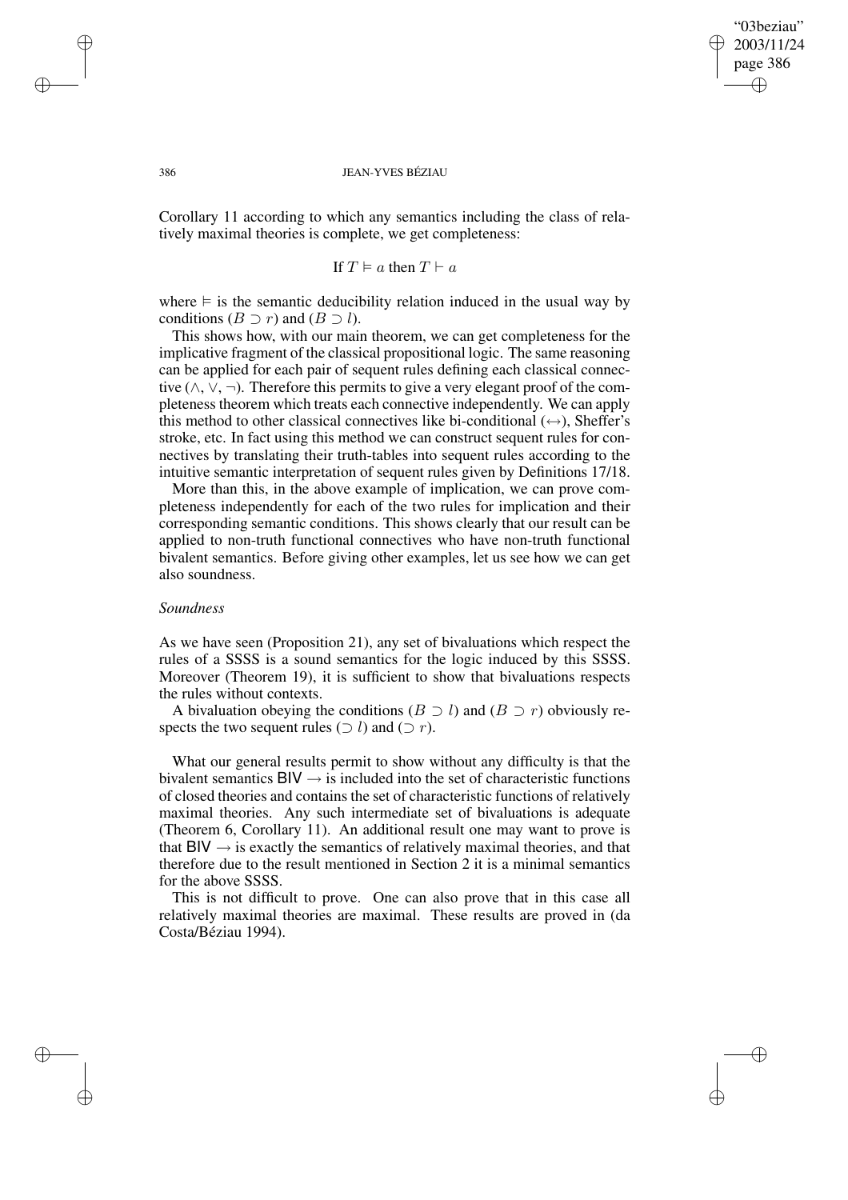Corollary 11 according to which any semantics including the class of relatively maximal theories is complete, we get completeness:

$$\text{If } T \vDash a \text{ then } T \vdash a$$

where $\vDash$ is the semantic deducibility relation induced in the usual way by conditions $(B \supset r)$ and $(B \supset l)$.

This shows how, with our main theorem, we can get completeness for the implicative fragment of the classical propositional logic. The same reasoning can be applied for each pair of sequent rules defining each classical connective ($\wedge, \vee, \neg$). Therefore this permits to give a very elegant proof of the completeness theorem which treats each connective independently. We can apply this method to other classical connectives like bi-conditional ($\leftrightarrow$), Sheffer's stroke, etc. In fact using this method we can construct sequent rules for connectives by translating their truth-tables into sequent rules according to the intuitive semantic interpretation of sequent rules given by Definitions 17/18.

More than this, in the above example of implication, we can prove completeness independently for each of the two rules for implication and their corresponding semantic conditions. This shows clearly that our result can be applied to non-truth functional connectives who have non-truth functional bivalent semantics. Before giving other examples, let us see how we can get also soundness.

*Soundness*

As we have seen (Proposition 21), any set of bivaluations which respect the rules of a SSSS is a sound semantics for the logic induced by this SSSS. Moreover (Theorem 19), it is sufficient to show that bivaluations respects the rules without contexts.

A bivaluation obeying the conditions $(B \supset l)$ and $(B \supset r)$ obviously respects the two sequent rules $(\supset l)$ and $(\supset r)$.

What our general results permit to show without any difficulty is that the bivalent semantics $\mathsf{BIV} \rightarrow$ is included into the set of characteristic functions of closed theories and contains the set of characteristic functions of relatively maximal theories. Any such intermediate set of bivaluations is adequate (Theorem 6, Corollary 11). An additional result one may want to prove is that $\mathsf{BIV} \rightarrow$ is exactly the semantics of relatively maximal theories, and that therefore due to the result mentioned in Section 2 it is a minimal semantics for the above SSSS.

This is not difficult to prove. One can also prove that in this case all relatively maximal theories are maximal. These results are proved in (da Costa/Béziau 1994).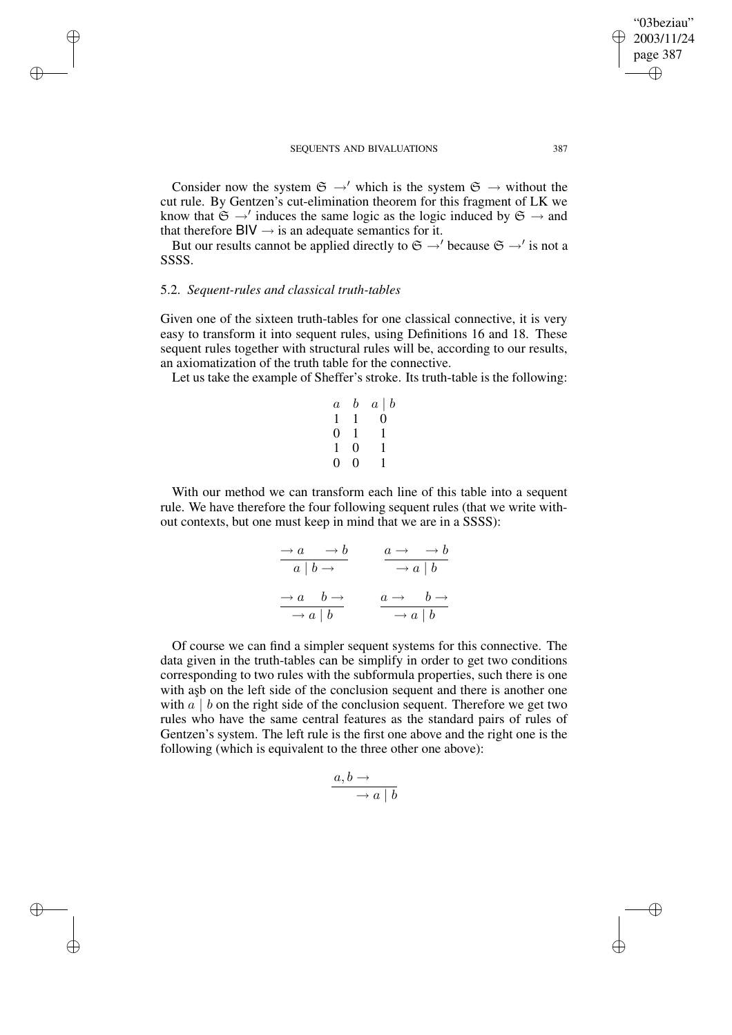Consider now the system $\mathfrak{S} \rightarrow'$ which is the system $\mathfrak{S} \rightarrow$ without the cut rule. By Gentzen's cut-elimination theorem for this fragment of LK we know that $\mathfrak{S} \rightarrow'$ induces the same logic as the logic induced by $\mathfrak{S} \rightarrow$ and that therefore $\mathsf{BIV} \rightarrow$ is an adequate semantics for it.

But our results cannot be applied directly to $\mathfrak{S} \rightarrow'$ because $\mathfrak{S} \rightarrow'$ is not a SSSS.

### 5.2. *Sequent-rules and classical truth-tables*

Given one of the sixteen truth-tables for one classical connective, it is very easy to transform it into sequent rules, using Definitions 16 and 18. These sequent rules together with structural rules will be, according to our results, an axiomatization of the truth table for the connective.

Let us take the example of Sheffer's stroke. Its truth-table is the following:

| $a$ | $b$ | $a \mid b$ |
|---|---|---|
| 1 | 1 | 0 |
| 0 | 1 | 1 |
| 1 | 0 | 1 |
| 0 | 0 | 1 |

With our method we can transform each line of this table into a sequent rule. We have therefore the four following sequent rules (that we write without contexts, but one must keep in mind that we are in a SSSS):

$$\frac{\rightarrow a \qquad \rightarrow b}{a \mid b \rightarrow} \qquad \frac{a \rightarrow \qquad \rightarrow b}{\rightarrow a \mid b}$$

$$\frac{\rightarrow a \qquad b \rightarrow}{\rightarrow a \mid b} \qquad \frac{a \rightarrow \qquad b \rightarrow}{\rightarrow a \mid b}$$

Of course we can find a simpler sequent systems for this connective. The data given in the truth-tables can be simplify in order to get two conditions corresponding to two rules with the subformula properties, such there is one with aşb on the left side of the conclusion sequent and there is another one with $a \mid b$ on the right side of the conclusion sequent. Therefore we get two rules who have the same central features as the standard pairs of rules of Gentzen's system. The left rule is the first one above and the right one is the following (which is equivalent to the three other one above):

$$\frac{a, b \rightarrow}{\rightarrow a \mid b}$$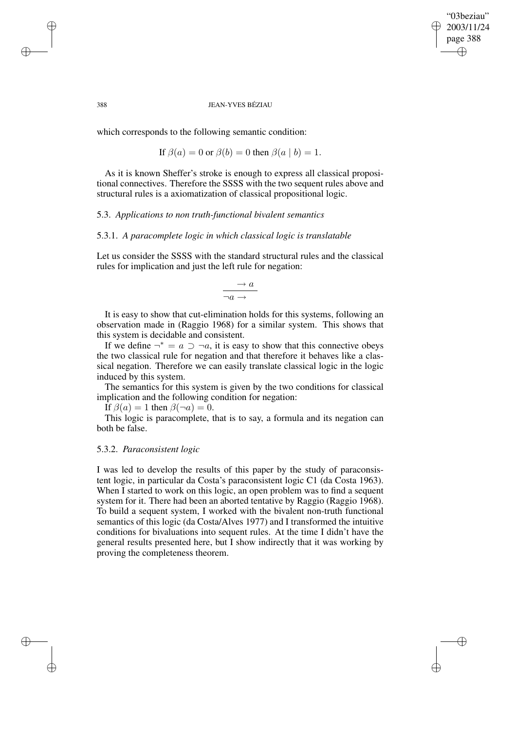which corresponds to the following semantic condition:

$$\text{If } \beta(a) = 0 \text{ or } \beta(b) = 0 \text{ then } \beta(a \mid b) = 1.$$

As it is known Sheffer's stroke is enough to express all classical propositional connectives. Therefore the SSSS with the two sequent rules above and structural rules is a axiomatization of classical propositional logic.

### 5.3. *Applications to non truth-functional bivalent semantics*

#### 5.3.1. *A paracomplete logic in which classical logic is translatable*

Let us consider the SSSS with the standard structural rules and the classical rules for implication and just the left rule for negation:

$$\frac{\rightarrow a}{\neg a \rightarrow}$$

It is easy to show that cut-elimination holds for this systems, following an observation made in (Raggio 1968) for a similar system. This shows that this system is decidable and consistent.

If we define $\neg^* = a \supset \neg a$, it is easy to show that this connective obeys the two classical rule for negation and that therefore it behaves like a classical negation. Therefore we can easily translate classical logic in the logic induced by this system.

The semantics for this system is given by the two conditions for classical implication and the following condition for negation:

If $\beta(a) = 1$ then $\beta(\neg a) = 0$.

This logic is paracomplete, that is to say, a formula and its negation can both be false.

#### 5.3.2. *Paraconsistent logic*

I was led to develop the results of this paper by the study of paraconsistent logic, in particular da Costa's paraconsistent logic C1 (da Costa 1963). When I started to work on this logic, an open problem was to find a sequent system for it. There had been an aborted tentative by Raggio (Raggio 1968). To build a sequent system, I worked with the bivalent non-truth functional semantics of this logic (da Costa/Alves 1977) and I transformed the intuitive conditions for bivaluations into sequent rules. At the time I didn't have the general results presented here, but I show indirectly that it was working by proving the completeness theorem.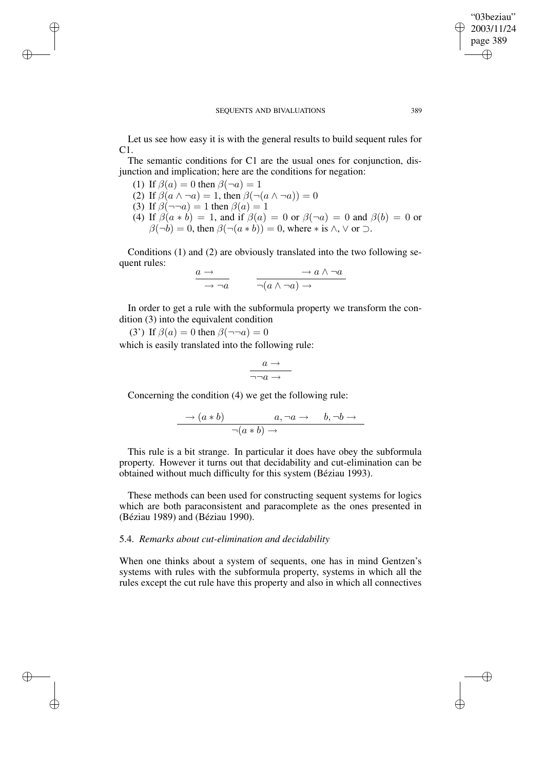Let us see how easy it is with the general results to build sequent rules for C1.

The semantic conditions for C1 are the usual ones for conjunction, disjunction and implication; here are the conditions for negation:

(1) If $\beta(a) = 0$ then $\beta(\neg a) = 1$
(2) If $\beta(a \wedge \neg a) = 1$, then $\beta(\neg(a \wedge \neg a)) = 0$
(3) If $\beta(\neg\neg a) = 1$ then $\beta(a) = 1$
(4) If $\beta(a * b) = 1$, and if $\beta(a) = 0$ or $\beta(\neg a) = 0$ and $\beta(b) = 0$ or $\beta(\neg b) = 0$, then $\beta(\neg(a * b)) = 0$, where $*$ is $\wedge$, $\vee$ or $\supset$.

Conditions (1) and (2) are obviously translated into the two following sequent rules:

$$\frac{a \rightarrow}{\rightarrow \neg a} \qquad \frac{\rightarrow a \wedge \neg a}{\neg(a \wedge \neg a) \rightarrow}$$

In order to get a rule with the subformula property we transform the condition (3) into the equivalent condition

(3') If $\beta(a) = 0$ then $\beta(\neg\neg a) = 0$

which is easily translated into the following rule:

$$\frac{a \rightarrow}{\neg\neg a \rightarrow}$$

Concerning the condition (4) we get the following rule:

$$\frac{\rightarrow (a * b) \qquad a, \neg a \rightarrow \qquad b, \neg b \rightarrow}{\neg(a * b) \rightarrow}$$

This rule is a bit strange. In particular it does have obey the subformula property. However it turns out that decidability and cut-elimination can be obtained without much difficulty for this system (Béziau 1993).

These methods can been used for constructing sequent systems for logics which are both paraconsistent and paracomplete as the ones presented in (Béziau 1989) and (Béziau 1990).

### 5.4. *Remarks about cut-elimination and decidability*

When one thinks about a system of sequents, one has in mind Gentzen's systems with rules with the subformula property, systems in which all the rules except the cut rule have this property and also in which all connectives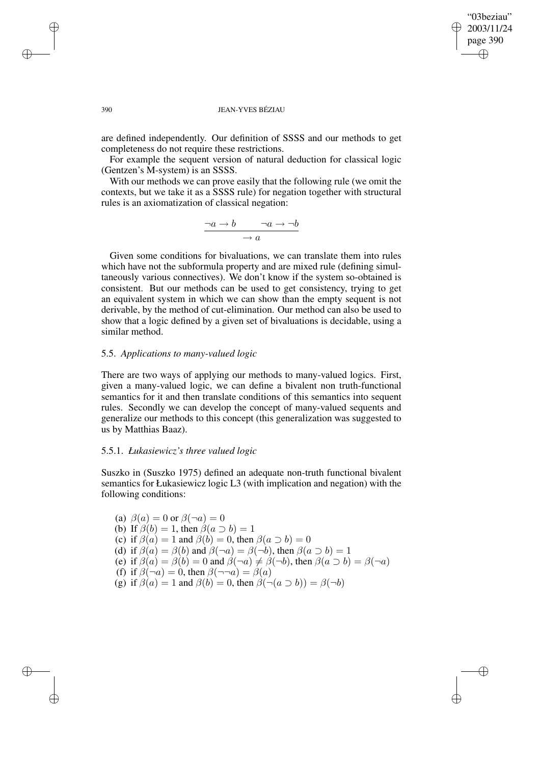are defined independently. Our definition of SSSS and our methods to get completeness do not require these restrictions.

For example the sequent version of natural deduction for classical logic (Gentzen's M-system) is an SSSS.

With our methods we can prove easily that the following rule (we omit the contexts, but we take it as a SSSS rule) for negation together with structural rules is an axiomatization of classical negation:

$$\frac{\neg a \to b \qquad \neg a \to \neg b}{\to a}$$

Given some conditions for bivaluations, we can translate them into rules which have not the subformula property and are mixed rule (defining simultaneously various connectives). We don't know if the system so-obtained is consistent. But our methods can be used to get consistency, trying to get an equivalent system in which we can show than the empty sequent is not derivable, by the method of cut-elimination. Our method can also be used to show that a logic defined by a given set of bivaluations is decidable, using a similar method.

### 5.5. *Applications to many-valued logic*

There are two ways of applying our methods to many-valued logics. First, given a many-valued logic, we can define a bivalent non truth-functional semantics for it and then translate conditions of this semantics into sequent rules. Secondly we can develop the concept of many-valued sequents and generalize our methods to this concept (this generalization was suggested to us by Matthias Baaz).

#### 5.5.1. *Łukasiewicz's three valued logic*

Suszko in (Suszko 1975) defined an adequate non-truth functional bivalent semantics for Łukasiewicz logic L3 (with implication and negation) with the following conditions:

(a) $\beta(a) = 0$ or $\beta(\neg a) = 0$
(b) If $\beta(b) = 1$, then $\beta(a \supset b) = 1$
(c) if $\beta(a) = 1$ and $\beta(b) = 0$, then $\beta(a \supset b) = 0$
(d) if $\beta(a) = \beta(b)$ and $\beta(\neg a) = \beta(\neg b)$, then $\beta(a \supset b) = 1$
(e) if $\beta(a) = \beta(b) = 0$ and $\beta(\neg a) \neq \beta(\neg b)$, then $\beta(a \supset b) = \beta(\neg a)$
(f) if $\beta(\neg a) = 0$, then $\beta(\neg\neg a) = \beta(a)$
(g) if $\beta(a) = 1$ and $\beta(b) = 0$, then $\beta(\neg(a \supset b)) = \beta(\neg b)$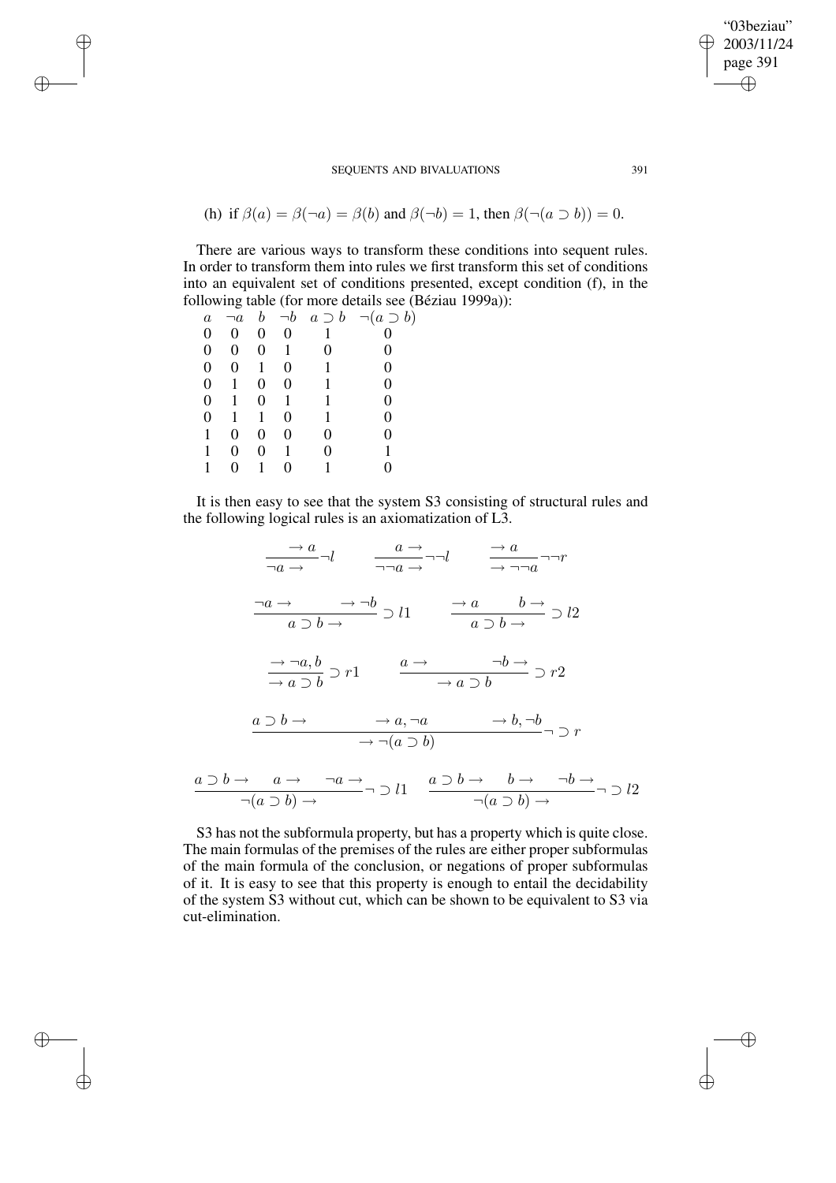(h) if $\beta(a) = \beta(\neg a) = \beta(b)$ and $\beta(\neg b) = 1$, then $\beta(\neg(a \supset b)) = 0$.

There are various ways to transform these conditions into sequent rules. In order to transform them into rules we first transform this set of conditions into an equivalent set of conditions presented, except condition (f), in the following table (for more details see (Béziau 1999a)):

| $a$ | $\neg a$ | $b$ | $\neg b$ | $a \supset b$ | $\neg(a \supset b)$ |
|---|---|---|---|---|---|
| 0 | 0 | 0 | 0 | 1 | 0 |
| 0 | 0 | 0 | 1 | 0 | 0 |
| 0 | 0 | 1 | 0 | 1 | 0 |
| 0 | 1 | 0 | 0 | 1 | 0 |
| 0 | 1 | 0 | 1 | 1 | 0 |
| 0 | 1 | 1 | 0 | 1 | 0 |
| 1 | 0 | 0 | 0 | 0 | 0 |
| 1 | 0 | 0 | 1 | 0 | 1 |
| 1 | 0 | 1 | 0 | 1 | 0 |

It is then easy to see that the system S3 consisting of structural rules and the following logical rules is an axiomatization of L3.

$$\frac{\rightarrow a}{\neg a \rightarrow}\neg l \qquad \frac{a \rightarrow}{\neg\neg a \rightarrow}\neg\neg l \qquad \frac{\rightarrow a}{\rightarrow \neg\neg a}\neg\neg r$$

$$\frac{\neg a \rightarrow \qquad \rightarrow \neg b}{a \supset b \rightarrow} \supset l1 \qquad \frac{\rightarrow a \qquad b \rightarrow}{a \supset b \rightarrow} \supset l2$$

$$\frac{\rightarrow \neg a, b}{\rightarrow a \supset b} \supset r1 \qquad \frac{a \rightarrow \qquad \neg b \rightarrow}{\rightarrow a \supset b} \supset r2$$

$$\frac{a \supset b \rightarrow \qquad \rightarrow a, \neg a \qquad \rightarrow b, \neg b}{\rightarrow \neg(a \supset b)}\neg \supset r$$

$$\frac{a \supset b \rightarrow \quad a \rightarrow \quad \neg a \rightarrow}{\neg(a \supset b) \rightarrow}\neg \supset l1 \qquad \frac{a \supset b \rightarrow \quad b \rightarrow \quad \neg b \rightarrow}{\neg(a \supset b) \rightarrow}\neg \supset l2$$

S3 has not the subformula property, but has a property which is quite close. The main formulas of the premises of the rules are either proper subformulas of the main formula of the conclusion, or negations of proper subformulas of it. It is easy to see that this property is enough to entail the decidability of the system S3 without cut, which can be shown to be equivalent to S3 via cut-elimination.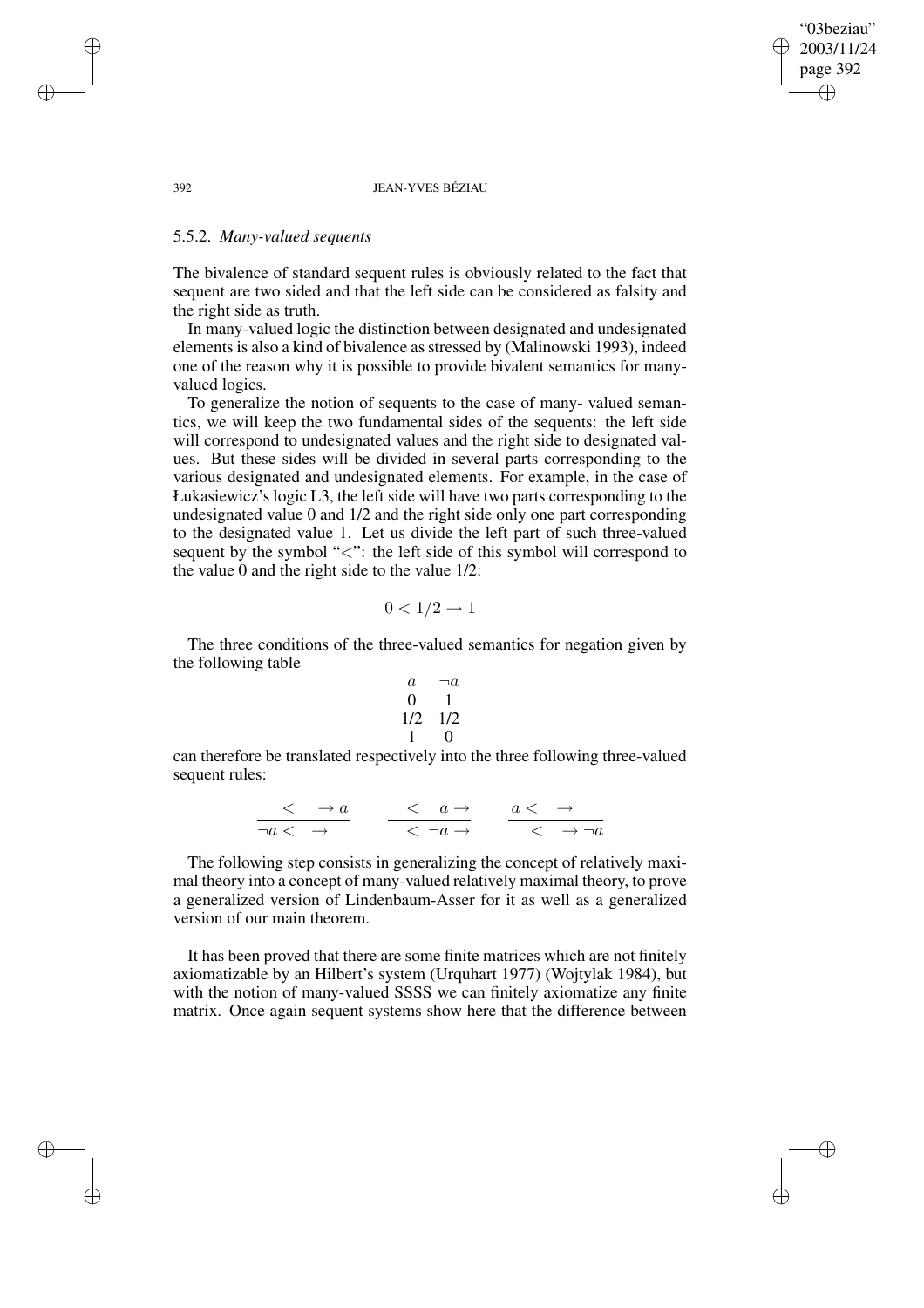### 5.5.2. *Many-valued sequents*

The bivalence of standard sequent rules is obviously related to the fact that sequent are two sided and that the left side can be considered as falsity and the right side as truth.

In many-valued logic the distinction between designated and undesignated elements is also a kind of bivalence as stressed by (Malinowski 1993), indeed one of the reason why it is possible to provide bivalent semantics for many-valued logics.

To generalize the notion of sequents to the case of many- valued semantics, we will keep the two fundamental sides of the sequents: the left side will correspond to undesignated values and the right side to designated values. But these sides will be divided in several parts corresponding to the various designated and undesignated elements. For example, in the case of Łukasiewicz's logic L3, the left side will have two parts corresponding to the undesignated value 0 and 1/2 and the right side only one part corresponding to the designated value 1. Let us divide the left part of such three-valued sequent by the symbol "$<$": the left side of this symbol will correspond to the value 0 and the right side to the value 1/2:

$$0 < 1/2 \rightarrow 1$$

The three conditions of the three-valued semantics for negation given by the following table

| $a$ | $\neg a$ |
|---|---|
| 0 | 1 |
| 1/2 | 1/2 |
| 1 | 0 |

can therefore be translated respectively into the three following three-valued sequent rules:

$$\frac{\;<\;\;\rightarrow a}{\neg a <\;\;\rightarrow\;} \qquad \frac{\;<\; a \rightarrow}{\;<\; \neg a \rightarrow} \qquad \frac{a <\;\;\rightarrow\;}{\;<\;\;\rightarrow \neg a}$$

The following step consists in generalizing the concept of relatively maximal theory into a concept of many-valued relatively maximal theory, to prove a generalized version of Lindenbaum-Asser for it as well as a generalized version of our main theorem.

It has been proved that there are some finite matrices which are not finitely axiomatizable by an Hilbert's system (Urquhart 1977) (Wojtylak 1984), but with the notion of many-valued SSSS we can finitely axiomatize any finite matrix. Once again sequent systems show here that the difference between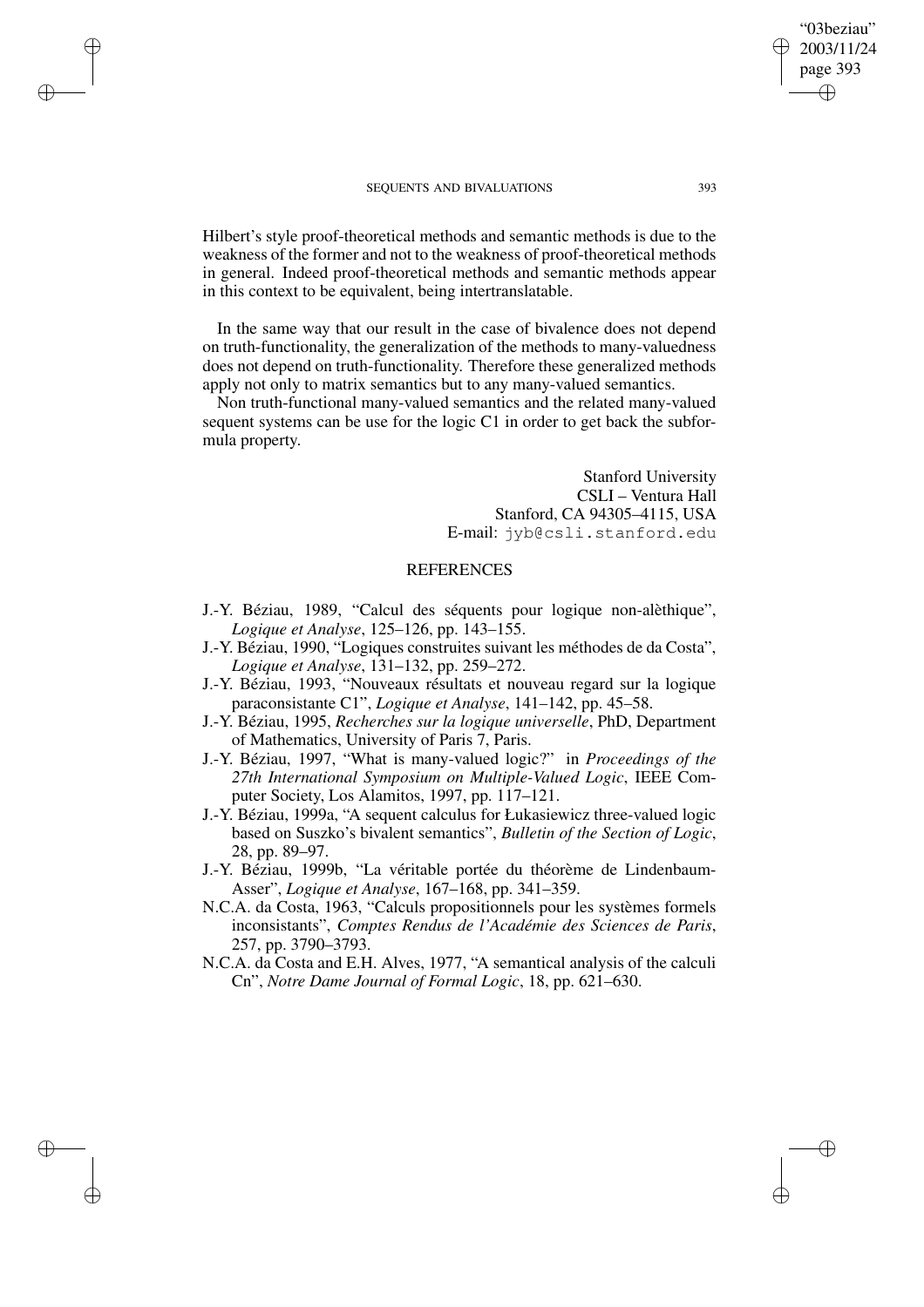Hilbert's style proof-theoretical methods and semantic methods is due to the weakness of the former and not to the weakness of proof-theoretical methods in general. Indeed proof-theoretical methods and semantic methods appear in this context to be equivalent, being intertranslatable.

In the same way that our result in the case of bivalence does not depend on truth-functionality, the generalization of the methods to many-valuedness does not depend on truth-functionality. Therefore these generalized methods apply not only to matrix semantics but to any many-valued semantics.

Non truth-functional many-valued semantics and the related many-valued sequent systems can be use for the logic C1 in order to get back the subformula property.

Stanford University
CSLI – Ventura Hall
Stanford, CA 94305–4115, USA
E-mail: jyb@csli.stanford.edu

## REFERENCES

- J.-Y. Béziau, 1989, "Calcul des séquents pour logique non-alèthique", *Logique et Analyse*, 125–126, pp. 143–155.
- J.-Y. Béziau, 1990, "Logiques construites suivant les méthodes de da Costa", *Logique et Analyse*, 131–132, pp. 259–272.
- J.-Y. Béziau, 1993, "Nouveaux résultats et nouveau regard sur la logique paraconsistante C1", *Logique et Analyse*, 141–142, pp. 45–58.
- J.-Y. Béziau, 1995, *Recherches sur la logique universelle*, PhD, Department of Mathematics, University of Paris 7, Paris.
- J.-Y. Béziau, 1997, "What is many-valued logic?" in *Proceedings of the 27th International Symposium on Multiple-Valued Logic*, IEEE Computer Society, Los Alamitos, 1997, pp. 117–121.
- J.-Y. Béziau, 1999a, "A sequent calculus for Łukasiewicz three-valued logic based on Suszko's bivalent semantics", *Bulletin of the Section of Logic*, 28, pp. 89–97.
- J.-Y. Béziau, 1999b, "La véritable portée du théorème de Lindenbaum-Asser", *Logique et Analyse*, 167–168, pp. 341–359.
- N.C.A. da Costa, 1963, "Calculs propositionnels pour les systèmes formels inconsistants", *Comptes Rendus de l'Académie des Sciences de Paris*, 257, pp. 3790–3793.
- N.C.A. da Costa and E.H. Alves, 1977, "A semantical analysis of the calculi Cn", *Notre Dame Journal of Formal Logic*, 18, pp. 621–630.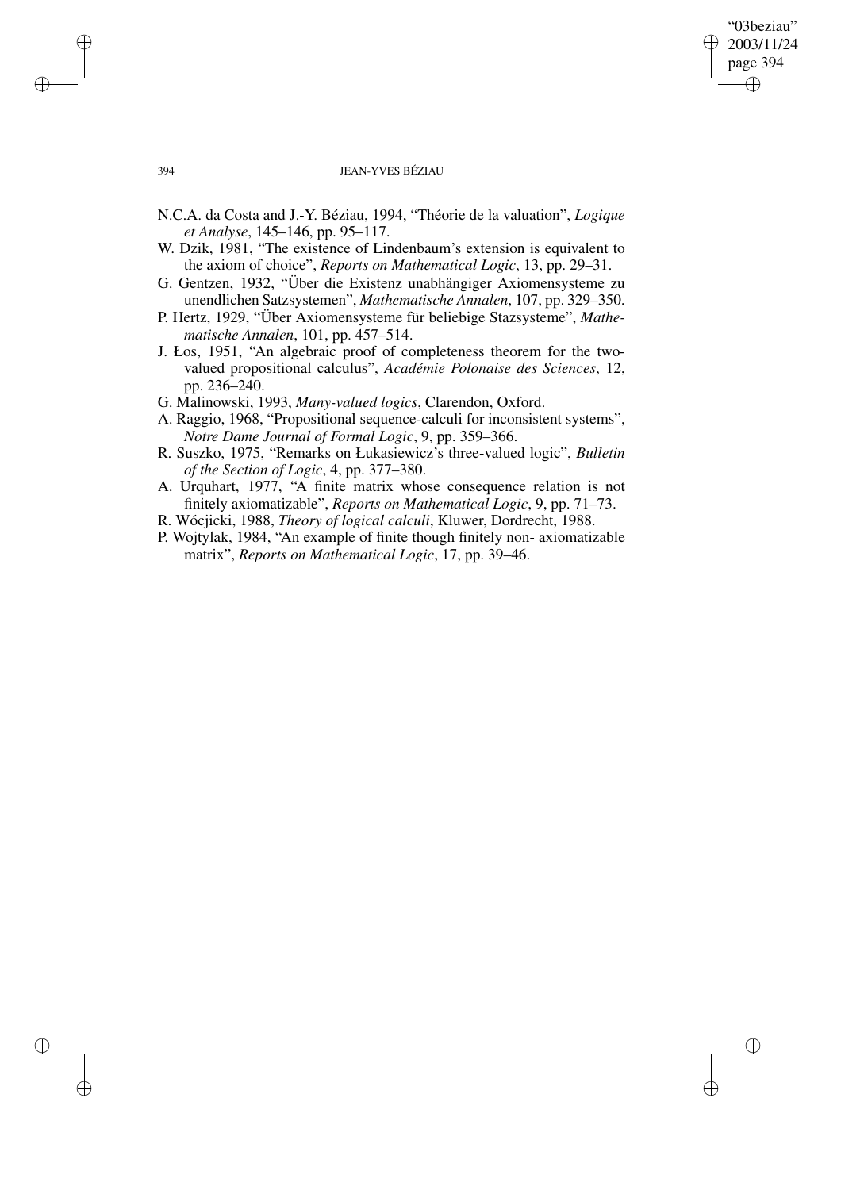N.C.A. da Costa and J.-Y. Béziau, 1994, "Théorie de la valuation", *Logique et Analyse*, 145–146, pp. 95–117.

W. Dzik, 1981, "The existence of Lindenbaum's extension is equivalent to the axiom of choice", *Reports on Mathematical Logic*, 13, pp. 29–31.

G. Gentzen, 1932, "Über die Existenz unabhängiger Axiomensysteme zu unendlichen Satzsystemen", *Mathematische Annalen*, 107, pp. 329–350.

P. Hertz, 1929, "Über Axiomensysteme für beliebige Stazsysteme", *Mathematische Annalen*, 101, pp. 457–514.

J. Łos, 1951, "An algebraic proof of completeness theorem for the two-valued propositional calculus", *Académie Polonaise des Sciences*, 12, pp. 236–240.

G. Malinowski, 1993, *Many-valued logics*, Clarendon, Oxford.

A. Raggio, 1968, "Propositional sequence-calculi for inconsistent systems", *Notre Dame Journal of Formal Logic*, 9, pp. 359–366.

R. Suszko, 1975, "Remarks on Łukasiewicz's three-valued logic", *Bulletin of the Section of Logic*, 4, pp. 377–380.

A. Urquhart, 1977, "A finite matrix whose consequence relation is not finitely axiomatizable", *Reports on Mathematical Logic*, 9, pp. 71–73.

R. Wócjicki, 1988, *Theory of logical calculi*, Kluwer, Dordrecht, 1988.

P. Wojtylak, 1984, "An example of finite though finitely non- axiomatizable matrix", *Reports on Mathematical Logic*, 17, pp. 39–46.